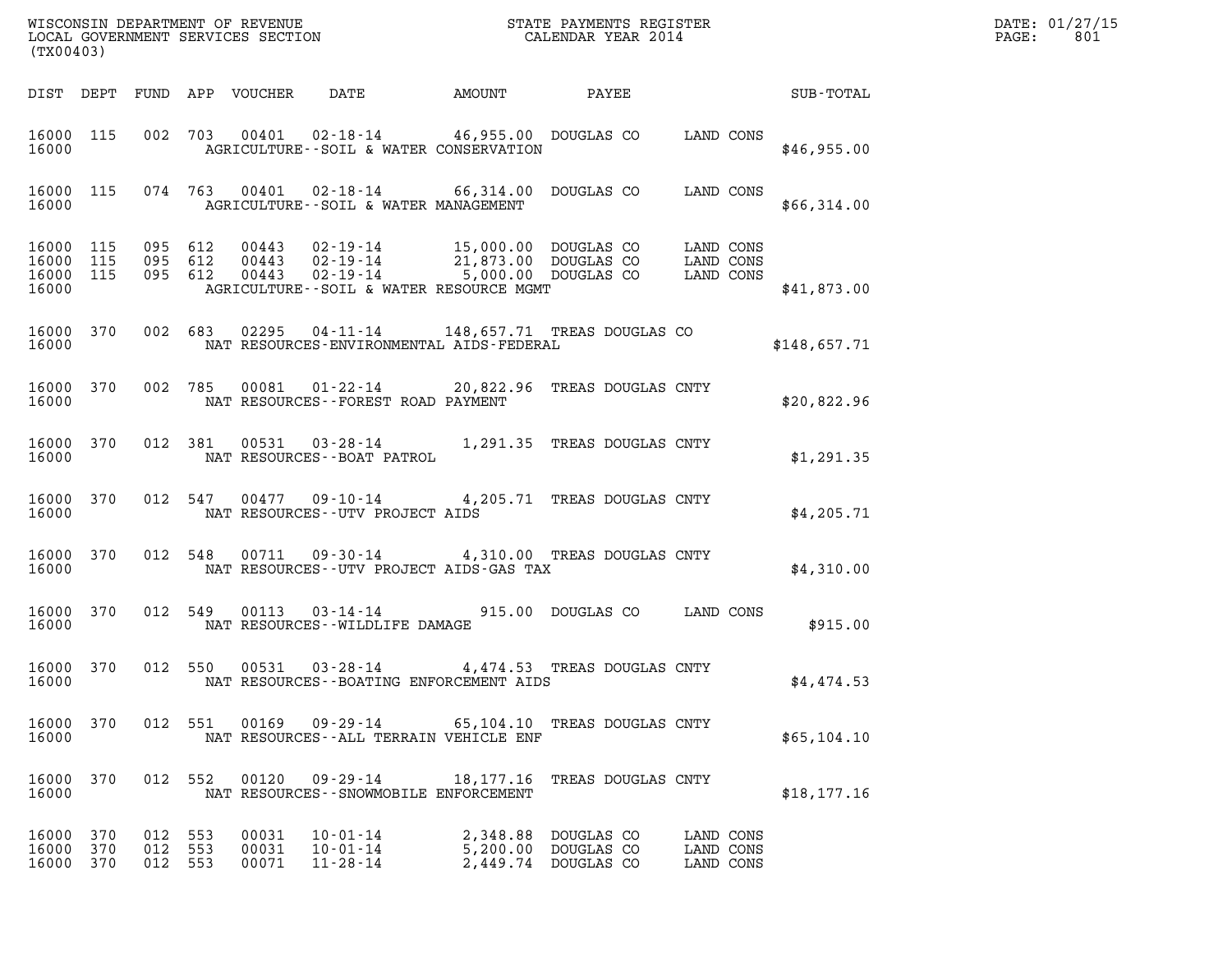WISCONSIN DEPARTMENT OF REVENUE
LOCAL GOVERNMENT SERVICES SECTION
(TX00403)

STATE PAYMENTS REGISTER
CALENDAR YEAR 2014

DATE: 01/27/15
PAGE: 801

| DIST | DEPT | FUND | APP | VOUCHER | DATE | AMOUNT | PAYEE | | SUB-TOTAL |
|---|---|---|---|---|---|---|---|---|---|
| 16000 | 115 | 002 | 703 | 00401 | 02-18-14 | 46,955.00 | DOUGLAS CO | LAND CONS | |
| 16000 | | | | | AGRICULTURE--SOIL & WATER CONSERVATION | | | | $46,955.00 |
| 16000 | 115 | 074 | 763 | 00401 | 02-18-14 | 66,314.00 | DOUGLAS CO | LAND CONS | |
| 16000 | | | | | AGRICULTURE--SOIL & WATER MANAGEMENT | | | | $66,314.00 |
| 16000 | 115 | 095 | 612 | 00443 | 02-19-14 | 15,000.00 | DOUGLAS CO | LAND CONS | |
| 16000 | 115 | 095 | 612 | 00443 | 02-19-14 | 21,873.00 | DOUGLAS CO | LAND CONS | |
| 16000 | 115 | 095 | 612 | 00443 | 02-19-14 | 5,000.00 | DOUGLAS CO | LAND CONS | |
| 16000 | | | | | AGRICULTURE--SOIL & WATER RESOURCE MGMT | | | | $41,873.00 |
| 16000 | 370 | 002 | 683 | 02295 | 04-11-14 | 148,657.71 | TREAS DOUGLAS CO | | |
| 16000 | | | | | NAT RESOURCES-ENVIRONMENTAL AIDS-FEDERAL | | | | $148,657.71 |
| 16000 | 370 | 002 | 785 | 00081 | 01-22-14 | 20,822.96 | TREAS DOUGLAS CNTY | | |
| 16000 | | | | | NAT RESOURCES--FOREST ROAD PAYMENT | | | | $20,822.96 |
| 16000 | 370 | 012 | 381 | 00531 | 03-28-14 | 1,291.35 | TREAS DOUGLAS CNTY | | |
| 16000 | | | | | NAT RESOURCES--BOAT PATROL | | | | $1,291.35 |
| 16000 | 370 | 012 | 547 | 00477 | 09-10-14 | 4,205.71 | TREAS DOUGLAS CNTY | | |
| 16000 | | | | | NAT RESOURCES--UTV PROJECT AIDS | | | | $4,205.71 |
| 16000 | 370 | 012 | 548 | 00711 | 09-30-14 | 4,310.00 | TREAS DOUGLAS CNTY | | |
| 16000 | | | | | NAT RESOURCES--UTV PROJECT AIDS-GAS TAX | | | | $4,310.00 |
| 16000 | 370 | 012 | 549 | 00113 | 03-14-14 | 915.00 | DOUGLAS CO | LAND CONS | |
| 16000 | | | | | NAT RESOURCES--WILDLIFE DAMAGE | | | | $915.00 |
| 16000 | 370 | 012 | 550 | 00531 | 03-28-14 | 4,474.53 | TREAS DOUGLAS CNTY | | |
| 16000 | | | | | NAT RESOURCES--BOATING ENFORCEMENT AIDS | | | | $4,474.53 |
| 16000 | 370 | 012 | 551 | 00169 | 09-29-14 | 65,104.10 | TREAS DOUGLAS CNTY | | |
| 16000 | | | | | NAT RESOURCES--ALL TERRAIN VEHICLE ENF | | | | $65,104.10 |
| 16000 | 370 | 012 | 552 | 00120 | 09-29-14 | 18,177.16 | TREAS DOUGLAS CNTY | | |
| 16000 | | | | | NAT RESOURCES--SNOWMOBILE ENFORCEMENT | | | | $18,177.16 |
| 16000 | 370 | 012 | 553 | 00031 | 10-01-14 | 2,348.88 | DOUGLAS CO | LAND CONS | |
| 16000 | 370 | 012 | 553 | 00031 | 10-01-14 | 5,200.00 | DOUGLAS CO | LAND CONS | |
| 16000 | 370 | 012 | 553 | 00071 | 11-28-14 | 2,449.74 | DOUGLAS CO | LAND CONS | |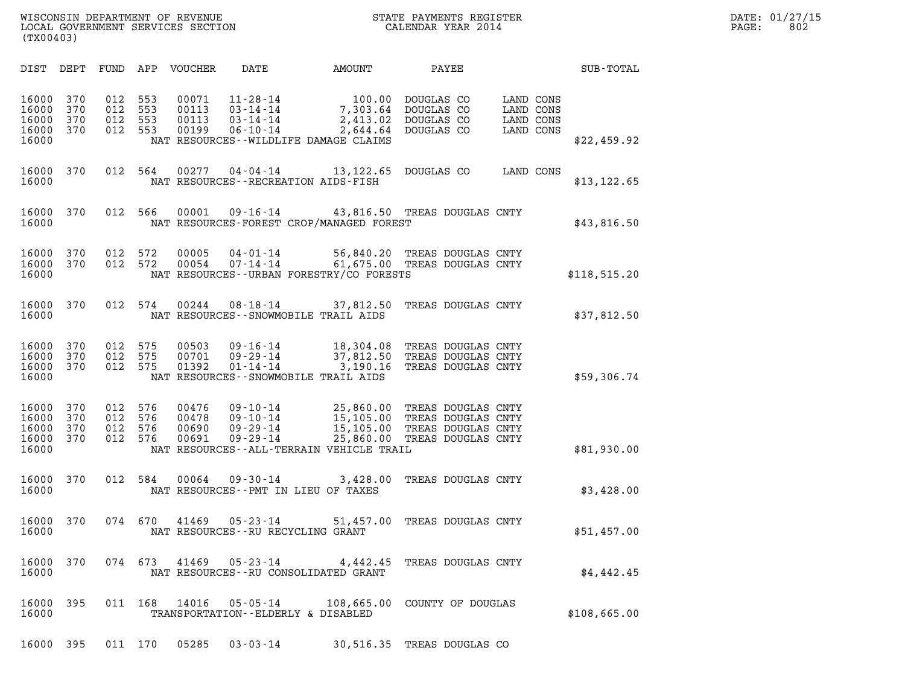WISCONSIN DEPARTMENT OF REVENUE
LOCAL GOVERNMENT SERVICES SECTION
(TX00403)

STATE PAYMENTS REGISTER
CALENDAR YEAR 2014

DATE: 01/27/15

| DIST | DEPT | FUND | APP | VOUCHER | DATE | AMOUNT | PAYEE | | SUB-TOTAL |
|---|---|---|---|---|---|---|---|---|---|
| 16000 | 370 | 012 | 553 | 00071 | 11-28-14 | 100.00 | DOUGLAS CO | LAND CONS | |
| 16000 | 370 | 012 | 553 | 00113 | 03-14-14 | 7,303.64 | DOUGLAS CO | LAND CONS | |
| 16000 | 370 | 012 | 553 | 00113 | 03-14-14 | 2,413.02 | DOUGLAS CO | LAND CONS | |
| 16000 | 370 | 012 | 553 | 00199 | 06-10-14 | 2,644.64 | DOUGLAS CO | LAND CONS | |
| 16000 | | | | | NAT RESOURCES--WILDLIFE DAMAGE CLAIMS | | | | $22,459.92 |
| 16000 | 370 | 012 | 564 | 00277 | 04-04-14 | 13,122.65 | DOUGLAS CO | LAND CONS | |
| 16000 | | | | | NAT RESOURCES--RECREATION AIDS-FISH | | | | $13,122.65 |
| 16000 | 370 | 012 | 566 | 00001 | 09-16-14 | 43,816.50 | TREAS DOUGLAS CNTY | | |
| 16000 | | | | | NAT RESOURCES-FOREST CROP/MANAGED FOREST | | | | $43,816.50 |
| 16000 | 370 | 012 | 572 | 00005 | 04-01-14 | 56,840.20 | TREAS DOUGLAS CNTY | | |
| 16000 | 370 | 012 | 572 | 00054 | 07-14-14 | 61,675.00 | TREAS DOUGLAS CNTY | | |
| 16000 | | | | | NAT RESOURCES--URBAN FORESTRY/CO FORESTS | | | | $118,515.20 |
| 16000 | 370 | 012 | 574 | 00244 | 08-18-14 | 37,812.50 | TREAS DOUGLAS CNTY | | |
| 16000 | | | | | NAT RESOURCES--SNOWMOBILE TRAIL AIDS | | | | $37,812.50 |
| 16000 | 370 | 012 | 575 | 00503 | 09-16-14 | 18,304.08 | TREAS DOUGLAS CNTY | | |
| 16000 | 370 | 012 | 575 | 00701 | 09-29-14 | 37,812.50 | TREAS DOUGLAS CNTY | | |
| 16000 | 370 | 012 | 575 | 01392 | 01-14-14 | 3,190.16 | TREAS DOUGLAS CNTY | | |
| 16000 | | | | | NAT RESOURCES--SNOWMOBILE TRAIL AIDS | | | | $59,306.74 |
| 16000 | 370 | 012 | 576 | 00476 | 09-10-14 | 25,860.00 | TREAS DOUGLAS CNTY | | |
| 16000 | 370 | 012 | 576 | 00478 | 09-10-14 | 15,105.00 | TREAS DOUGLAS CNTY | | |
| 16000 | 370 | 012 | 576 | 00690 | 09-29-14 | 15,105.00 | TREAS DOUGLAS CNTY | | |
| 16000 | 370 | 012 | 576 | 00691 | 09-29-14 | 25,860.00 | TREAS DOUGLAS CNTY | | |
| 16000 | | | | | NAT RESOURCES--ALL-TERRAIN VEHICLE TRAIL | | | | $81,930.00 |
| 16000 | 370 | 012 | 584 | 00064 | 09-30-14 | 3,428.00 | TREAS DOUGLAS CNTY | | |
| 16000 | | | | | NAT RESOURCES--PMT IN LIEU OF TAXES | | | | $3,428.00 |
| 16000 | 370 | 074 | 670 | 41469 | 05-23-14 | 51,457.00 | TREAS DOUGLAS CNTY | | |
| 16000 | | | | | NAT RESOURCES--RU RECYCLING GRANT | | | | $51,457.00 |
| 16000 | 370 | 074 | 673 | 41469 | 05-23-14 | 4,442.45 | TREAS DOUGLAS CNTY | | |
| 16000 | | | | | NAT RESOURCES--RU CONSOLIDATED GRANT | | | | $4,442.45 |
| 16000 | 395 | 011 | 168 | 14016 | 05-05-14 | 108,665.00 | COUNTY OF DOUGLAS | | |
| 16000 | | | | | TRANSPORTATION--ELDERLY & DISABLED | | | | $108,665.00 |
| 16000 | 395 | 011 | 170 | 05285 | 03-03-14 | 30,516.35 | TREAS DOUGLAS CO | | |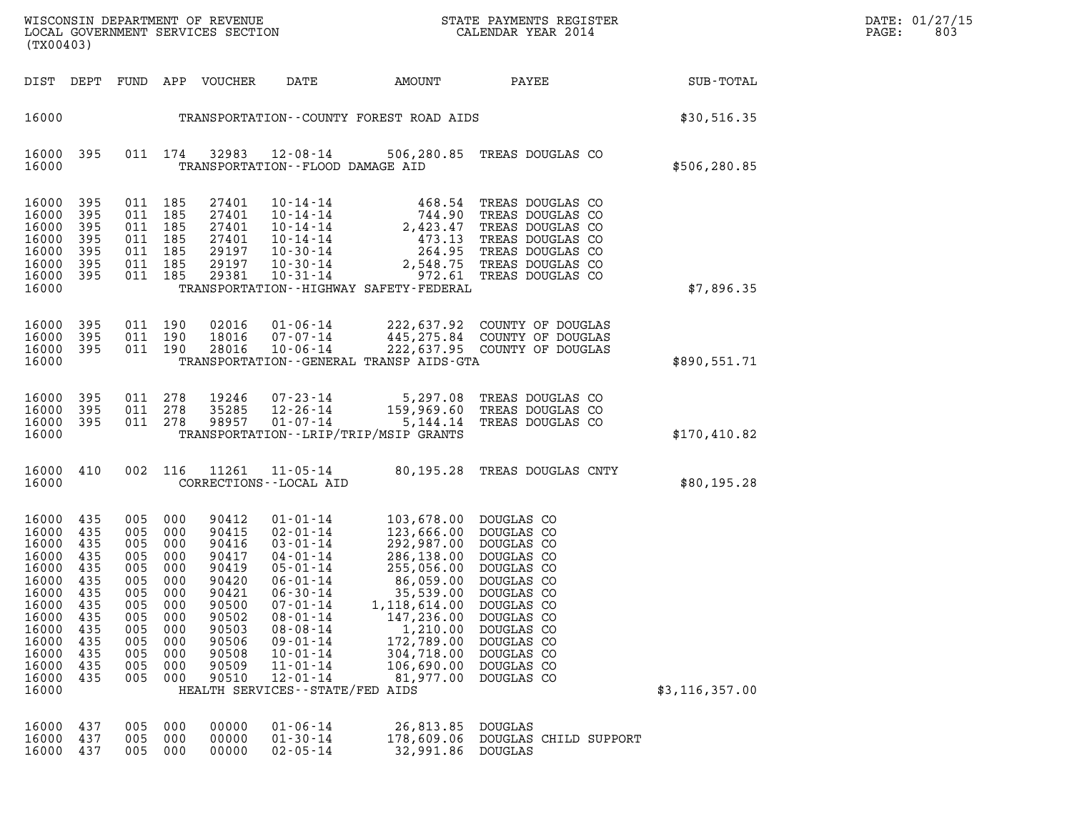| DIST | DEPT | FUND | APP | VOUCHER | DATE | AMOUNT | PAYEE | SUB-TOTAL |
|---|---|---|---|---|---|---|---|---|
| 16000 | | | | | TRANSPORTATION--COUNTY FOREST ROAD AIDS | | | $30,516.35 |
| 16000 | 395 | 011 | 174 | 32983 | 12-08-14 | 506,280.85 | TREAS DOUGLAS CO | |
| 16000 | | | | | TRANSPORTATION--FLOOD DAMAGE AID | | | $506,280.85 |
| 16000 | 395 | 011 | 185 | 27401 | 10-14-14 | 468.54 | TREAS DOUGLAS CO | |
| 16000 | 395 | 011 | 185 | 27401 | 10-14-14 | 744.90 | TREAS DOUGLAS CO | |
| 16000 | 395 | 011 | 185 | 27401 | 10-14-14 | 2,423.47 | TREAS DOUGLAS CO | |
| 16000 | 395 | 011 | 185 | 27401 | 10-14-14 | 473.13 | TREAS DOUGLAS CO | |
| 16000 | 395 | 011 | 185 | 29197 | 10-30-14 | 264.95 | TREAS DOUGLAS CO | |
| 16000 | 395 | 011 | 185 | 29197 | 10-30-14 | 2,548.75 | TREAS DOUGLAS CO | |
| 16000 | 395 | 011 | 185 | 29381 | 10-31-14 | 972.61 | TREAS DOUGLAS CO | |
| 16000 | | | | | TRANSPORTATION--HIGHWAY SAFETY-FEDERAL | | | $7,896.35 |
| 16000 | 395 | 011 | 190 | 02016 | 01-06-14 | 222,637.92 | COUNTY OF DOUGLAS | |
| 16000 | 395 | 011 | 190 | 18016 | 07-07-14 | 445,275.84 | COUNTY OF DOUGLAS | |
| 16000 | 395 | 011 | 190 | 28016 | 10-06-14 | 222,637.95 | COUNTY OF DOUGLAS | |
| 16000 | | | | | TRANSPORTATION--GENERAL TRANSP AIDS-GTA | | | $890,551.71 |
| 16000 | 395 | 011 | 278 | 19246 | 07-23-14 | 5,297.08 | TREAS DOUGLAS CO | |
| 16000 | 395 | 011 | 278 | 35285 | 12-26-14 | 159,969.60 | TREAS DOUGLAS CO | |
| 16000 | 395 | 011 | 278 | 98957 | 01-07-14 | 5,144.14 | TREAS DOUGLAS CO | |
| 16000 | | | | | TRANSPORTATION--LRIP/TRIP/MSIP GRANTS | | | $170,410.82 |
| 16000 | 410 | 002 | 116 | 11261 | 11-05-14 | 80,195.28 | TREAS DOUGLAS CNTY | |
| 16000 | | | | | CORRECTIONS--LOCAL AID | | | $80,195.28 |
| 16000 | 435 | 005 | 000 | 90412 | 01-01-14 | 103,678.00 | DOUGLAS CO | |
| 16000 | 435 | 005 | 000 | 90415 | 02-01-14 | 123,666.00 | DOUGLAS CO | |
| 16000 | 435 | 005 | 000 | 90416 | 03-01-14 | 292,987.00 | DOUGLAS CO | |
| 16000 | 435 | 005 | 000 | 90417 | 04-01-14 | 286,138.00 | DOUGLAS CO | |
| 16000 | 435 | 005 | 000 | 90419 | 05-01-14 | 255,056.00 | DOUGLAS CO | |
| 16000 | 435 | 005 | 000 | 90420 | 06-01-14 | 86,059.00 | DOUGLAS CO | |
| 16000 | 435 | 005 | 000 | 90421 | 06-30-14 | 35,539.00 | DOUGLAS CO | |
| 16000 | 435 | 005 | 000 | 90500 | 07-01-14 | 1,118,614.00 | DOUGLAS CO | |
| 16000 | 435 | 005 | 000 | 90502 | 08-01-14 | 147,236.00 | DOUGLAS CO | |
| 16000 | 435 | 005 | 000 | 90503 | 08-08-14 | 1,210.00 | DOUGLAS CO | |
| 16000 | 435 | 005 | 000 | 90506 | 09-01-14 | 172,789.00 | DOUGLAS CO | |
| 16000 | 435 | 005 | 000 | 90508 | 10-01-14 | 304,718.00 | DOUGLAS CO | |
| 16000 | 435 | 005 | 000 | 90509 | 11-01-14 | 106,690.00 | DOUGLAS CO | |
| 16000 | 435 | 005 | 000 | 90510 | 12-01-14 | 81,977.00 | DOUGLAS CO | |
| 16000 | | | | | HEALTH SERVICES--STATE/FED AIDS | | | $3,116,357.00 |
| 16000 | 437 | 005 | 000 | 00000 | 01-06-14 | 26,813.85 | DOUGLAS | |
| 16000 | 437 | 005 | 000 | 00000 | 01-30-14 | 178,609.06 | DOUGLAS CHILD SUPPORT | |
| 16000 | 437 | 005 | 000 | 00000 | 02-05-14 | 32,991.86 | DOUGLAS | |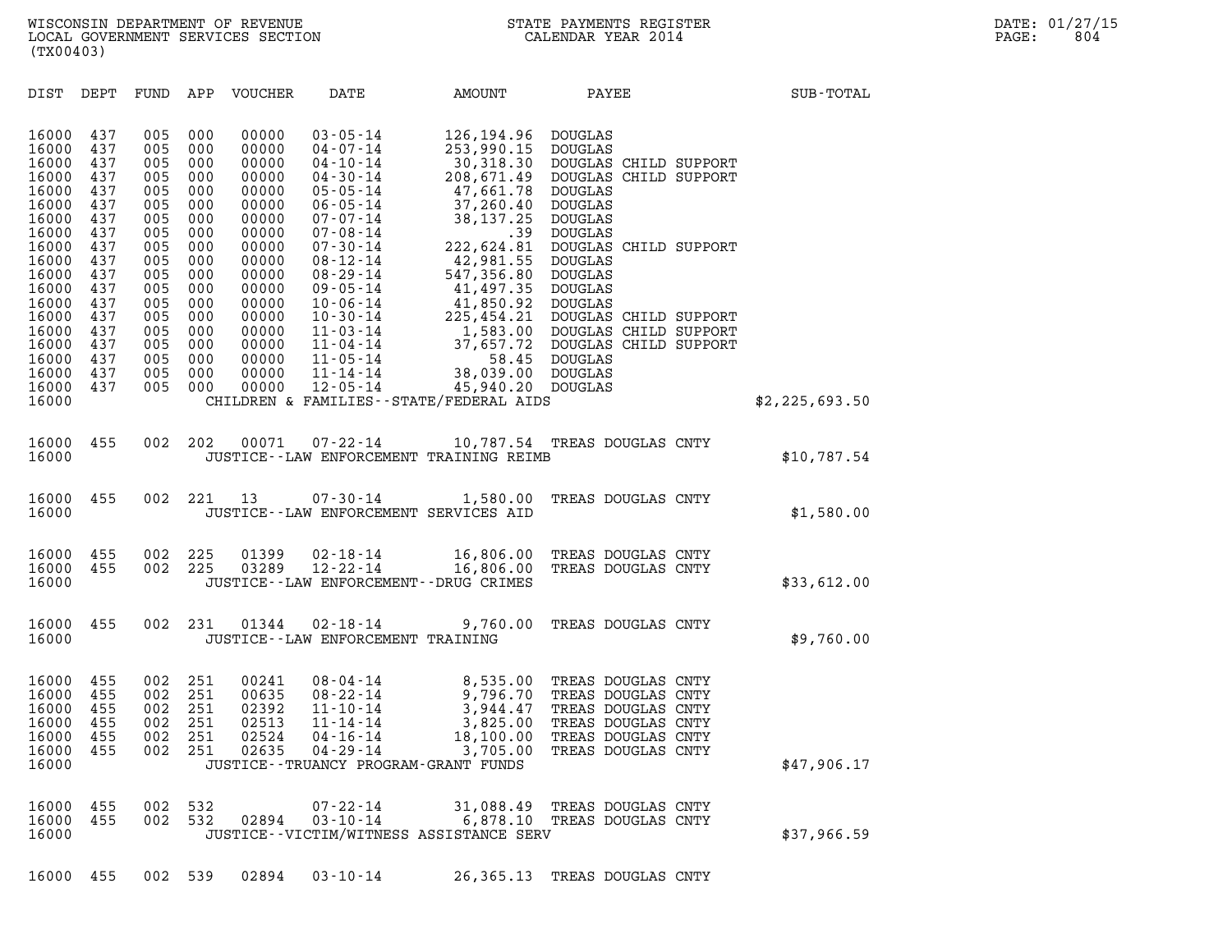WISCONSIN DEPARTMENT OF REVENUE
LOCAL GOVERNMENT SERVICES SECTION
(TX00403)

STATE PAYMENTS REGISTER
CALENDAR YEAR 2014

DATE: 01/27/15

| DIST | DEPT | FUND | APP | VOUCHER | DATE | AMOUNT | PAYEE | SUB-TOTAL |
|---|---|---|---|---|---|---|---|---|
| 16000 | 437 | 005 | 000 | 00000 | 03-05-14 | 126,194.96 | DOUGLAS | |
| 16000 | 437 | 005 | 000 | 00000 | 04-07-14 | 253,990.15 | DOUGLAS | |
| 16000 | 437 | 005 | 000 | 00000 | 04-10-14 | 30,318.30 | DOUGLAS CHILD SUPPORT | |
| 16000 | 437 | 005 | 000 | 00000 | 04-30-14 | 208,671.49 | DOUGLAS CHILD SUPPORT | |
| 16000 | 437 | 005 | 000 | 00000 | 05-05-14 | 47,661.78 | DOUGLAS | |
| 16000 | 437 | 005 | 000 | 00000 | 06-05-14 | 37,260.40 | DOUGLAS | |
| 16000 | 437 | 005 | 000 | 00000 | 07-07-14 | 38,137.25 | DOUGLAS | |
| 16000 | 437 | 005 | 000 | 00000 | 07-08-14 | .39 | DOUGLAS | |
| 16000 | 437 | 005 | 000 | 00000 | 07-30-14 | 222,624.81 | DOUGLAS CHILD SUPPORT | |
| 16000 | 437 | 005 | 000 | 00000 | 08-12-14 | 42,981.55 | DOUGLAS | |
| 16000 | 437 | 005 | 000 | 00000 | 08-29-14 | 547,356.80 | DOUGLAS | |
| 16000 | 437 | 005 | 000 | 00000 | 09-05-14 | 41,497.35 | DOUGLAS | |
| 16000 | 437 | 005 | 000 | 00000 | 10-06-14 | 41,850.92 | DOUGLAS | |
| 16000 | 437 | 005 | 000 | 00000 | 10-30-14 | 225,454.21 | DOUGLAS CHILD SUPPORT | |
| 16000 | 437 | 005 | 000 | 00000 | 11-03-14 | 1,583.00 | DOUGLAS CHILD SUPPORT | |
| 16000 | 437 | 005 | 000 | 00000 | 11-04-14 | 37,657.72 | DOUGLAS CHILD SUPPORT | |
| 16000 | 437 | 005 | 000 | 00000 | 11-05-14 | 58.45 | DOUGLAS | |
| 16000 | 437 | 005 | 000 | 00000 | 11-14-14 | 38,039.00 | DOUGLAS | |
| 16000 | 437 | 005 | 000 | 00000 | 12-05-14 | 45,940.20 | DOUGLAS | |
| 16000 | | | | | CHILDREN & FAMILIES--STATE/FEDERAL AIDS | | | $2,225,693.50 |
| 16000 | 455 | 002 | 202 | 00071 | 07-22-14 | 10,787.54 | TREAS DOUGLAS CNTY | |
| 16000 | | | | | JUSTICE--LAW ENFORCEMENT TRAINING REIMB | | | $10,787.54 |
| 16000 | 455 | 002 | 221 | 13 | 07-30-14 | 1,580.00 | TREAS DOUGLAS CNTY | |
| 16000 | | | | | JUSTICE--LAW ENFORCEMENT SERVICES AID | | | $1,580.00 |
| 16000 | 455 | 002 | 225 | 01399 | 02-18-14 | 16,806.00 | TREAS DOUGLAS CNTY | |
| 16000 | 455 | 002 | 225 | 03289 | 12-22-14 | 16,806.00 | TREAS DOUGLAS CNTY | |
| 16000 | | | | | JUSTICE--LAW ENFORCEMENT--DRUG CRIMES | | | $33,612.00 |
| 16000 | 455 | 002 | 231 | 01344 | 02-18-14 | 9,760.00 | TREAS DOUGLAS CNTY | |
| 16000 | | | | | JUSTICE--LAW ENFORCEMENT TRAINING | | | $9,760.00 |
| 16000 | 455 | 002 | 251 | 00241 | 08-04-14 | 8,535.00 | TREAS DOUGLAS CNTY | |
| 16000 | 455 | 002 | 251 | 00635 | 08-22-14 | 9,796.70 | TREAS DOUGLAS CNTY | |
| 16000 | 455 | 002 | 251 | 02392 | 11-10-14 | 3,944.47 | TREAS DOUGLAS CNTY | |
| 16000 | 455 | 002 | 251 | 02513 | 11-14-14 | 3,825.00 | TREAS DOUGLAS CNTY | |
| 16000 | 455 | 002 | 251 | 02524 | 04-16-14 | 18,100.00 | TREAS DOUGLAS CNTY | |
| 16000 | 455 | 002 | 251 | 02635 | 04-29-14 | 3,705.00 | TREAS DOUGLAS CNTY | |
| 16000 | | | | | JUSTICE--TRUANCY PROGRAM-GRANT FUNDS | | | $47,906.17 |
| 16000 | 455 | 002 | 532 | | 07-22-14 | 31,088.49 | TREAS DOUGLAS CNTY | |
| 16000 | 455 | 002 | 532 | 02894 | 03-10-14 | 6,878.10 | TREAS DOUGLAS CNTY | |
| 16000 | | | | | JUSTICE--VICTIM/WITNESS ASSISTANCE SERV | | | $37,966.59 |
| 16000 | 455 | 002 | 539 | 02894 | 03-10-14 | 26,365.13 | TREAS DOUGLAS CNTY | |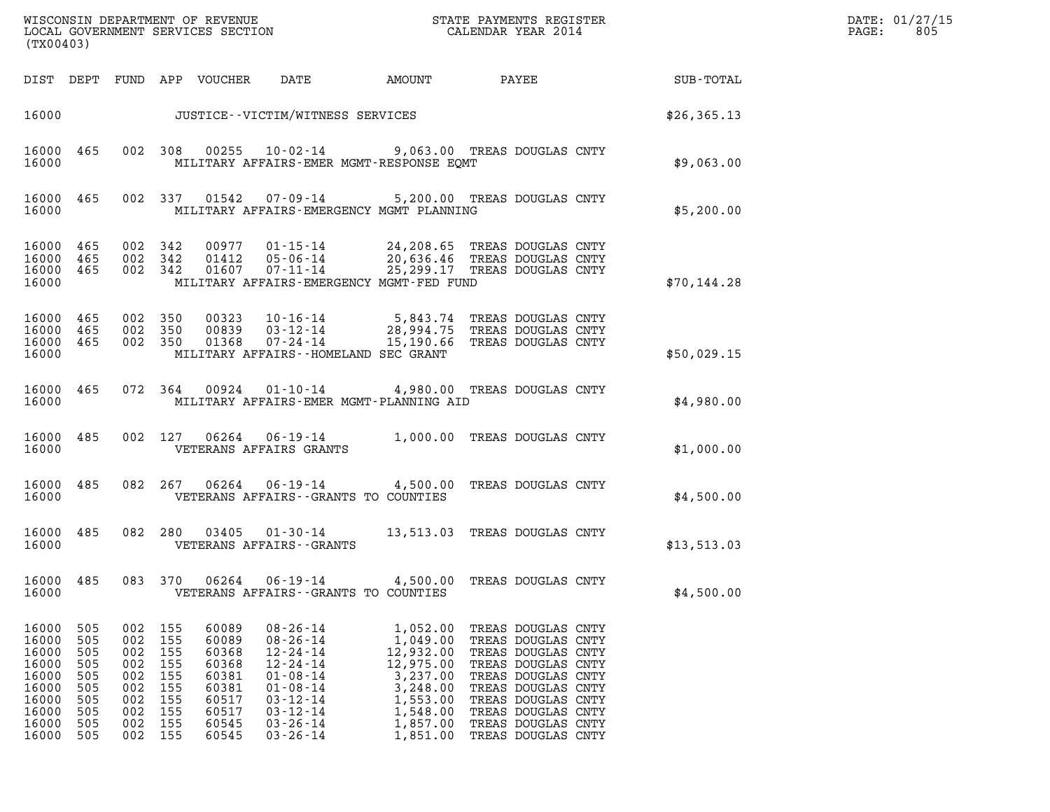WISCONSIN DEPARTMENT OF REVENUE
LOCAL GOVERNMENT SERVICES SECTION
(TX00403)

STATE PAYMENTS REGISTER
CALENDAR YEAR 2014

DATE: 01/27/15
PAGE: 805

| DIST | DEPT | FUND | APP | VOUCHER | DATE | AMOUNT | PAYEE | SUB-TOTAL |
|---|---|---|---|---|---|---|---|---|
| 16000 | | | | | JUSTICE--VICTIM/WITNESS SERVICES | | | $26,365.13 |
| 16000 | 465 | 002 | 308 | 00255 | 10-02-14 | 9,063.00 | TREAS DOUGLAS CNTY | |
| 16000 | | | | | MILITARY AFFAIRS-EMER MGMT-RESPONSE EQMT | | | $9,063.00 |
| 16000 | 465 | 002 | 337 | 01542 | 07-09-14 | 5,200.00 | TREAS DOUGLAS CNTY | |
| 16000 | | | | | MILITARY AFFAIRS-EMERGENCY MGMT PLANNING | | | $5,200.00 |
| 16000 | 465 | 002 | 342 | 00977 | 01-15-14 | 24,208.65 | TREAS DOUGLAS CNTY | |
| 16000 | 465 | 002 | 342 | 01412 | 05-06-14 | 20,636.46 | TREAS DOUGLAS CNTY | |
| 16000 | 465 | 002 | 342 | 01607 | 07-11-14 | 25,299.17 | TREAS DOUGLAS CNTY | |
| 16000 | | | | | MILITARY AFFAIRS-EMERGENCY MGMT-FED FUND | | | $70,144.28 |
| 16000 | 465 | 002 | 350 | 00323 | 10-16-14 | 5,843.74 | TREAS DOUGLAS CNTY | |
| 16000 | 465 | 002 | 350 | 00839 | 03-12-14 | 28,994.75 | TREAS DOUGLAS CNTY | |
| 16000 | 465 | 002 | 350 | 01368 | 07-24-14 | 15,190.66 | TREAS DOUGLAS CNTY | |
| 16000 | | | | | MILITARY AFFAIRS--HOMELAND SEC GRANT | | | $50,029.15 |
| 16000 | 465 | 072 | 364 | 00924 | 01-10-14 | 4,980.00 | TREAS DOUGLAS CNTY | |
| 16000 | | | | | MILITARY AFFAIRS-EMER MGMT-PLANNING AID | | | $4,980.00 |
| 16000 | 485 | 002 | 127 | 06264 | 06-19-14 | 1,000.00 | TREAS DOUGLAS CNTY | |
| 16000 | | | | | VETERANS AFFAIRS GRANTS | | | $1,000.00 |
| 16000 | 485 | 082 | 267 | 06264 | 06-19-14 | 4,500.00 | TREAS DOUGLAS CNTY | |
| 16000 | | | | | VETERANS AFFAIRS--GRANTS TO COUNTIES | | | $4,500.00 |
| 16000 | 485 | 082 | 280 | 03405 | 01-30-14 | 13,513.03 | TREAS DOUGLAS CNTY | |
| 16000 | | | | | VETERANS AFFAIRS--GRANTS | | | $13,513.03 |
| 16000 | 485 | 083 | 370 | 06264 | 06-19-14 | 4,500.00 | TREAS DOUGLAS CNTY | |
| 16000 | | | | | VETERANS AFFAIRS--GRANTS TO COUNTIES | | | $4,500.00 |
| 16000 | 505 | 002 | 155 | 60089 | 08-26-14 | 1,052.00 | TREAS DOUGLAS CNTY | |
| 16000 | 505 | 002 | 155 | 60089 | 08-26-14 | 1,049.00 | TREAS DOUGLAS CNTY | |
| 16000 | 505 | 002 | 155 | 60368 | 12-24-14 | 12,932.00 | TREAS DOUGLAS CNTY | |
| 16000 | 505 | 002 | 155 | 60368 | 12-24-14 | 12,975.00 | TREAS DOUGLAS CNTY | |
| 16000 | 505 | 002 | 155 | 60381 | 01-08-14 | 3,237.00 | TREAS DOUGLAS CNTY | |
| 16000 | 505 | 002 | 155 | 60381 | 01-08-14 | 3,248.00 | TREAS DOUGLAS CNTY | |
| 16000 | 505 | 002 | 155 | 60517 | 03-12-14 | 1,553.00 | TREAS DOUGLAS CNTY | |
| 16000 | 505 | 002 | 155 | 60517 | 03-12-14 | 1,548.00 | TREAS DOUGLAS CNTY | |
| 16000 | 505 | 002 | 155 | 60545 | 03-26-14 | 1,857.00 | TREAS DOUGLAS CNTY | |
| 16000 | 505 | 002 | 155 | 60545 | 03-26-14 | 1,851.00 | TREAS DOUGLAS CNTY | |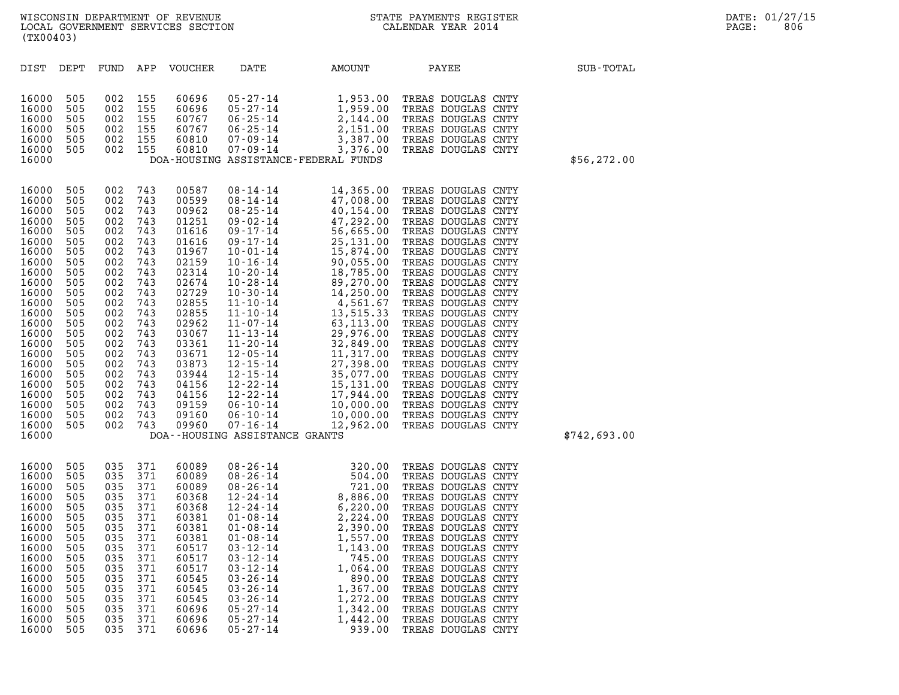WISCONSIN DEPARTMENT OF REVENUE
LOCAL GOVERNMENT SERVICES SECTION
(TX00403)

STATE PAYMENTS REGISTER
CALENDAR YEAR 2014

DATE: 01/27/15
PAGE: 806

| DIST | DEPT | FUND | APP | VOUCHER | DATE | AMOUNT | PAYEE | SUB-TOTAL |
|---|---|---|---|---|---|---|---|---|
| 16000 | 505 | 002 | 155 | 60696 | 05-27-14 | 1,953.00 | TREAS DOUGLAS CNTY | |
| 16000 | 505 | 002 | 155 | 60696 | 05-27-14 | 1,959.00 | TREAS DOUGLAS CNTY | |
| 16000 | 505 | 002 | 155 | 60767 | 06-25-14 | 2,144.00 | TREAS DOUGLAS CNTY | |
| 16000 | 505 | 002 | 155 | 60767 | 06-25-14 | 2,151.00 | TREAS DOUGLAS CNTY | |
| 16000 | 505 | 002 | 155 | 60810 | 07-09-14 | 3,387.00 | TREAS DOUGLAS CNTY | |
| 16000 | 505 | 002 | 155 | 60810 | 07-09-14 | 3,376.00 | TREAS DOUGLAS CNTY | |
| 16000 | | | | | DOA-HOUSING ASSISTANCE-FEDERAL FUNDS | | | $56,272.00 |
| 16000 | 505 | 002 | 743 | 00587 | 08-14-14 | 14,365.00 | TREAS DOUGLAS CNTY | |
| 16000 | 505 | 002 | 743 | 00599 | 08-14-14 | 47,008.00 | TREAS DOUGLAS CNTY | |
| 16000 | 505 | 002 | 743 | 00962 | 08-25-14 | 40,154.00 | TREAS DOUGLAS CNTY | |
| 16000 | 505 | 002 | 743 | 01251 | 09-02-14 | 47,292.00 | TREAS DOUGLAS CNTY | |
| 16000 | 505 | 002 | 743 | 01616 | 09-17-14 | 56,665.00 | TREAS DOUGLAS CNTY | |
| 16000 | 505 | 002 | 743 | 01616 | 09-17-14 | 25,131.00 | TREAS DOUGLAS CNTY | |
| 16000 | 505 | 002 | 743 | 01967 | 10-01-14 | 15,874.00 | TREAS DOUGLAS CNTY | |
| 16000 | 505 | 002 | 743 | 02159 | 10-16-14 | 90,055.00 | TREAS DOUGLAS CNTY | |
| 16000 | 505 | 002 | 743 | 02314 | 10-20-14 | 18,785.00 | TREAS DOUGLAS CNTY | |
| 16000 | 505 | 002 | 743 | 02674 | 10-28-14 | 89,270.00 | TREAS DOUGLAS CNTY | |
| 16000 | 505 | 002 | 743 | 02729 | 10-30-14 | 14,250.00 | TREAS DOUGLAS CNTY | |
| 16000 | 505 | 002 | 743 | 02855 | 11-10-14 | 4,561.67 | TREAS DOUGLAS CNTY | |
| 16000 | 505 | 002 | 743 | 02855 | 11-10-14 | 13,515.33 | TREAS DOUGLAS CNTY | |
| 16000 | 505 | 002 | 743 | 02962 | 11-07-14 | 63,113.00 | TREAS DOUGLAS CNTY | |
| 16000 | 505 | 002 | 743 | 03067 | 11-13-14 | 29,976.00 | TREAS DOUGLAS CNTY | |
| 16000 | 505 | 002 | 743 | 03361 | 11-20-14 | 32,849.00 | TREAS DOUGLAS CNTY | |
| 16000 | 505 | 002 | 743 | 03671 | 12-05-14 | 11,317.00 | TREAS DOUGLAS CNTY | |
| 16000 | 505 | 002 | 743 | 03873 | 12-15-14 | 27,398.00 | TREAS DOUGLAS CNTY | |
| 16000 | 505 | 002 | 743 | 03944 | 12-15-14 | 35,077.00 | TREAS DOUGLAS CNTY | |
| 16000 | 505 | 002 | 743 | 04156 | 12-22-14 | 15,131.00 | TREAS DOUGLAS CNTY | |
| 16000 | 505 | 002 | 743 | 04156 | 12-22-14 | 17,944.00 | TREAS DOUGLAS CNTY | |
| 16000 | 505 | 002 | 743 | 09159 | 06-10-14 | 10,000.00 | TREAS DOUGLAS CNTY | |
| 16000 | 505 | 002 | 743 | 09160 | 06-10-14 | 10,000.00 | TREAS DOUGLAS CNTY | |
| 16000 | 505 | 002 | 743 | 09960 | 07-16-14 | 12,962.00 | TREAS DOUGLAS CNTY | |
| 16000 | | | | | DOA--HOUSING ASSISTANCE GRANTS | | | $742,693.00 |
| 16000 | 505 | 035 | 371 | 60089 | 08-26-14 | 320.00 | TREAS DOUGLAS CNTY | |
| 16000 | 505 | 035 | 371 | 60089 | 08-26-14 | 504.00 | TREAS DOUGLAS CNTY | |
| 16000 | 505 | 035 | 371 | 60089 | 08-26-14 | 721.00 | TREAS DOUGLAS CNTY | |
| 16000 | 505 | 035 | 371 | 60368 | 12-24-14 | 8,886.00 | TREAS DOUGLAS CNTY | |
| 16000 | 505 | 035 | 371 | 60368 | 12-24-14 | 6,220.00 | TREAS DOUGLAS CNTY | |
| 16000 | 505 | 035 | 371 | 60381 | 01-08-14 | 2,224.00 | TREAS DOUGLAS CNTY | |
| 16000 | 505 | 035 | 371 | 60381 | 01-08-14 | 2,390.00 | TREAS DOUGLAS CNTY | |
| 16000 | 505 | 035 | 371 | 60381 | 01-08-14 | 1,557.00 | TREAS DOUGLAS CNTY | |
| 16000 | 505 | 035 | 371 | 60517 | 03-12-14 | 1,143.00 | TREAS DOUGLAS CNTY | |
| 16000 | 505 | 035 | 371 | 60517 | 03-12-14 | 745.00 | TREAS DOUGLAS CNTY | |
| 16000 | 505 | 035 | 371 | 60517 | 03-12-14 | 1,064.00 | TREAS DOUGLAS CNTY | |
| 16000 | 505 | 035 | 371 | 60545 | 03-26-14 | 890.00 | TREAS DOUGLAS CNTY | |
| 16000 | 505 | 035 | 371 | 60545 | 03-26-14 | 1,367.00 | TREAS DOUGLAS CNTY | |
| 16000 | 505 | 035 | 371 | 60545 | 03-26-14 | 1,272.00 | TREAS DOUGLAS CNTY | |
| 16000 | 505 | 035 | 371 | 60696 | 05-27-14 | 1,342.00 | TREAS DOUGLAS CNTY | |
| 16000 | 505 | 035 | 371 | 60696 | 05-27-14 | 1,442.00 | TREAS DOUGLAS CNTY | |
| 16000 | 505 | 035 | 371 | 60696 | 05-27-14 | 939.00 | TREAS DOUGLAS CNTY | |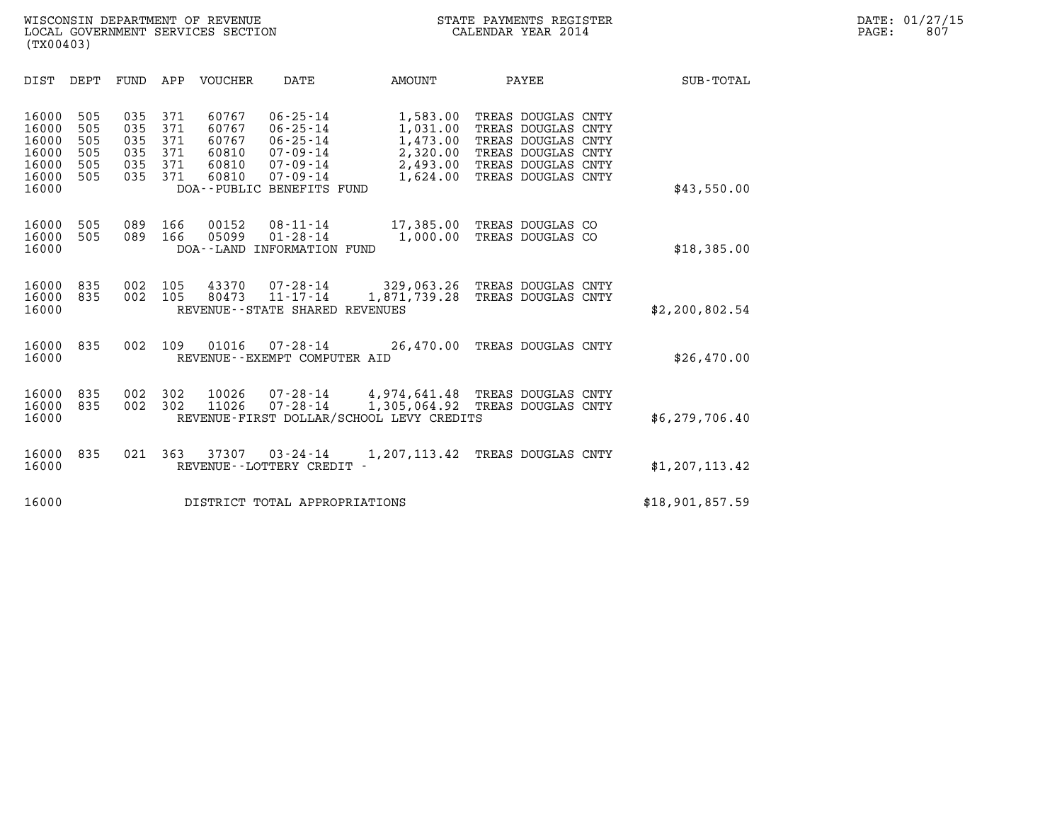WISCONSIN DEPARTMENT OF REVENUE
LOCAL GOVERNMENT SERVICES SECTION
(TX00403)

STATE PAYMENTS REGISTER
CALENDAR YEAR 2014

DATE: 01/27/15
PAGE: 807

| DIST | DEPT | FUND | APP | VOUCHER | DATE | AMOUNT | PAYEE | SUB-TOTAL |
|---|---|---|---|---|---|---|---|---|
| 16000 | 505 | 035 | 371 | 60767 | 06-25-14 | 1,583.00 | TREAS DOUGLAS CNTY | |
| 16000 | 505 | 035 | 371 | 60767 | 06-25-14 | 1,031.00 | TREAS DOUGLAS CNTY | |
| 16000 | 505 | 035 | 371 | 60767 | 06-25-14 | 1,473.00 | TREAS DOUGLAS CNTY | |
| 16000 | 505 | 035 | 371 | 60810 | 07-09-14 | 2,320.00 | TREAS DOUGLAS CNTY | |
| 16000 | 505 | 035 | 371 | 60810 | 07-09-14 | 2,493.00 | TREAS DOUGLAS CNTY | |
| 16000 | 505 | 035 | 371 | 60810 | 07-09-14 | 1,624.00 | TREAS DOUGLAS CNTY | |
| 16000 | | | | DOA--PUBLIC BENEFITS FUND | | | | $43,550.00 |
| 16000 | 505 | 089 | 166 | 00152 | 08-11-14 | 17,385.00 | TREAS DOUGLAS CO | |
| 16000 | 505 | 089 | 166 | 05099 | 01-28-14 | 1,000.00 | TREAS DOUGLAS CO | |
| 16000 | | | | DOA--LAND INFORMATION FUND | | | | $18,385.00 |
| 16000 | 835 | 002 | 105 | 43370 | 07-28-14 | 329,063.26 | TREAS DOUGLAS CNTY | |
| 16000 | 835 | 002 | 105 | 80473 | 11-17-14 | 1,871,739.28 | TREAS DOUGLAS CNTY | |
| 16000 | | | | REVENUE--STATE SHARED REVENUES | | | | $2,200,802.54 |
| 16000 | 835 | 002 | 109 | 01016 | 07-28-14 | 26,470.00 | TREAS DOUGLAS CNTY | |
| 16000 | | | | REVENUE--EXEMPT COMPUTER AID | | | | $26,470.00 |
| 16000 | 835 | 002 | 302 | 10026 | 07-28-14 | 4,974,641.48 | TREAS DOUGLAS CNTY | |
| 16000 | 835 | 002 | 302 | 11026 | 07-28-14 | 1,305,064.92 | TREAS DOUGLAS CNTY | |
| 16000 | | | | REVENUE-FIRST DOLLAR/SCHOOL LEVY CREDITS | | | | $6,279,706.40 |
| 16000 | 835 | 021 | 363 | 37307 | 03-24-14 | 1,207,113.42 | TREAS DOUGLAS CNTY | |
| 16000 | | | | REVENUE--LOTTERY CREDIT - | | | | $1,207,113.42 |
| 16000 | | | | DISTRICT TOTAL APPROPRIATIONS | | | | $18,901,857.59 |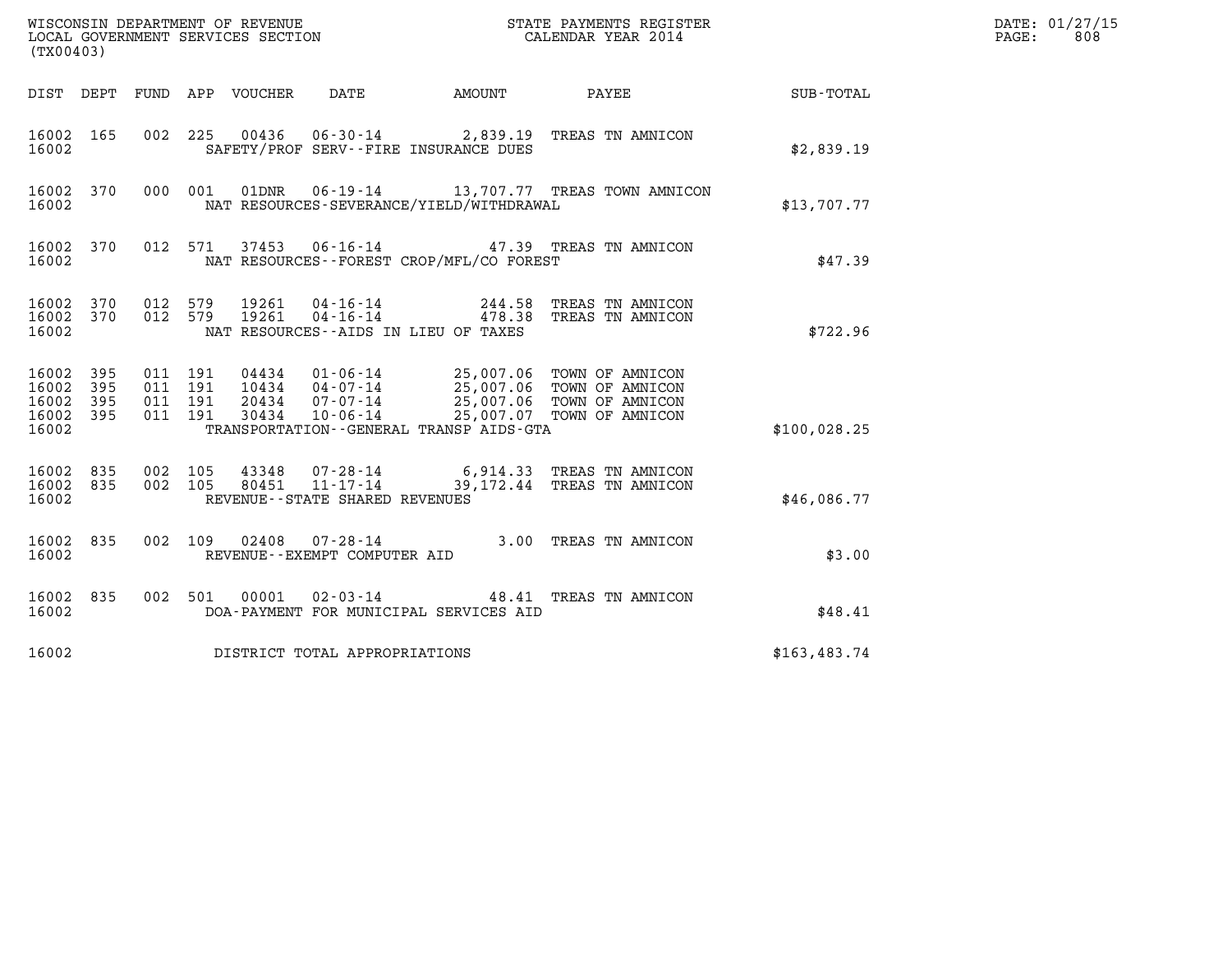WISCONSIN DEPARTMENT OF REVENUE
LOCAL GOVERNMENT SERVICES SECTION
(TX00403)

STATE PAYMENTS REGISTER
CALENDAR YEAR 2014

DATE: 01/27/15
PAGE: 808

| DIST | DEPT | FUND | APP | VOUCHER | DATE | AMOUNT | PAYEE | SUB-TOTAL |
|---|---|---|---|---|---|---|---|---|
| 16002 | 165 | 002 | 225 | 00436 | 06-30-14 | 2,839.19 | TREAS TN AMNICON | |
| 16002 | | | | | SAFETY/PROF SERV--FIRE INSURANCE DUES | | | $2,839.19 |
| 16002 | 370 | 000 | 001 | 01DNR | 06-19-14 | 13,707.77 | TREAS TOWN AMNICON | |
| 16002 | | | | | NAT RESOURCES-SEVERANCE/YIELD/WITHDRAWAL | | | $13,707.77 |
| 16002 | 370 | 012 | 571 | 37453 | 06-16-14 | 47.39 | TREAS TN AMNICON | |
| 16002 | | | | | NAT RESOURCES--FOREST CROP/MFL/CO FOREST | | | $47.39 |
| 16002 | 370 | 012 | 579 | 19261 | 04-16-14 | 244.58 | TREAS TN AMNICON | |
| 16002 | 370 | 012 | 579 | 19261 | 04-16-14 | 478.38 | TREAS TN AMNICON | |
| 16002 | | | | | NAT RESOURCES--AIDS IN LIEU OF TAXES | | | $722.96 |
| 16002 | 395 | 011 | 191 | 04434 | 01-06-14 | 25,007.06 | TOWN OF AMNICON | |
| 16002 | 395 | 011 | 191 | 10434 | 04-07-14 | 25,007.06 | TOWN OF AMNICON | |
| 16002 | 395 | 011 | 191 | 20434 | 07-07-14 | 25,007.06 | TOWN OF AMNICON | |
| 16002 | 395 | 011 | 191 | 30434 | 10-06-14 | 25,007.07 | TOWN OF AMNICON | |
| 16002 | | | | | TRANSPORTATION--GENERAL TRANSP AIDS-GTA | | | $100,028.25 |
| 16002 | 835 | 002 | 105 | 43348 | 07-28-14 | 6,914.33 | TREAS TN AMNICON | |
| 16002 | 835 | 002 | 105 | 80451 | 11-17-14 | 39,172.44 | TREAS TN AMNICON | |
| 16002 | | | | | REVENUE--STATE SHARED REVENUES | | | $46,086.77 |
| 16002 | 835 | 002 | 109 | 02408 | 07-28-14 | 3.00 | TREAS TN AMNICON | |
| 16002 | | | | | REVENUE--EXEMPT COMPUTER AID | | | $3.00 |
| 16002 | 835 | 002 | 501 | 00001 | 02-03-14 | 48.41 | TREAS TN AMNICON | |
| 16002 | | | | | DOA-PAYMENT FOR MUNICIPAL SERVICES AID | | | $48.41 |
| 16002 | | | | | DISTRICT TOTAL APPROPRIATIONS | | | $163,483.74 |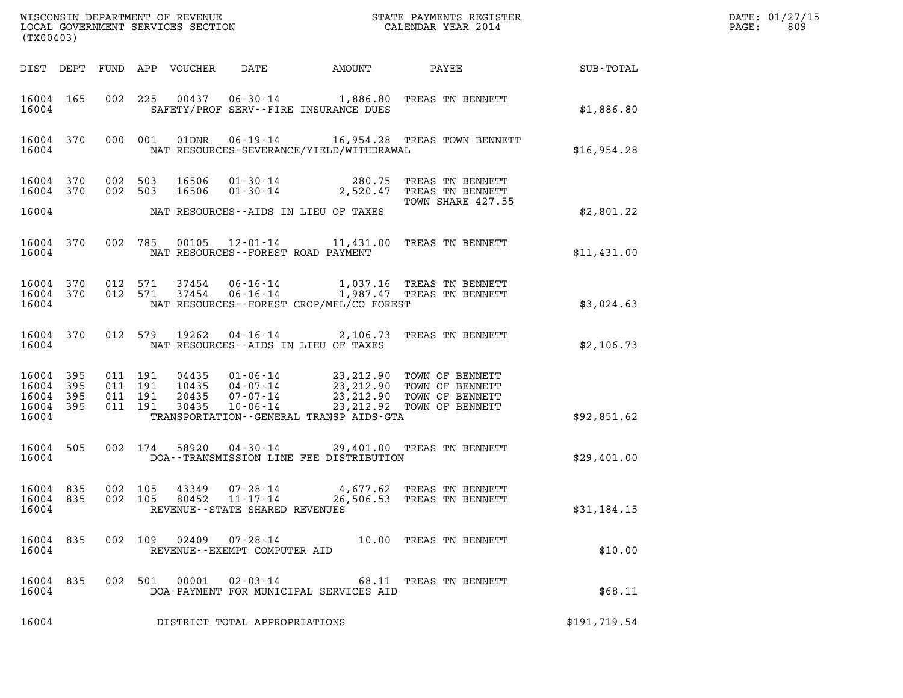WISCONSIN DEPARTMENT OF REVENUE
LOCAL GOVERNMENT SERVICES SECTION
(TX00403)

STATE PAYMENTS REGISTER
CALENDAR YEAR 2014

DATE: 01/27/15
PAGE: 809

| DIST | DEPT | FUND | APP | VOUCHER | DATE | AMOUNT | PAYEE | SUB-TOTAL |
|---|---|---|---|---|---|---|---|---|
| 16004 | 165 | 002 | 225 | 00437 | 06-30-14 | 1,886.80 | TREAS TN BENNETT | |
| 16004 | | | | | SAFETY/PROF SERV--FIRE INSURANCE DUES | | | $1,886.80 |
| 16004 | 370 | 000 | 001 | 01DNR | 06-19-14 | 16,954.28 | TREAS TOWN BENNETT | |
| 16004 | | | | | NAT RESOURCES-SEVERANCE/YIELD/WITHDRAWAL | | | $16,954.28 |
| 16004 | 370 | 002 | 503 | 16506 | 01-30-14 | 280.75 | TREAS TN BENNETT | |
| 16004 | 370 | 002 | 503 | 16506 | 01-30-14 | 2,520.47 | TREAS TN BENNETT<br>TOWN SHARE 427.55 | |
| 16004 | | | | | NAT RESOURCES--AIDS IN LIEU OF TAXES | | | $2,801.22 |
| 16004 | 370 | 002 | 785 | 00105 | 12-01-14 | 11,431.00 | TREAS TN BENNETT | |
| 16004 | | | | | NAT RESOURCES--FOREST ROAD PAYMENT | | | $11,431.00 |
| 16004 | 370 | 012 | 571 | 37454 | 06-16-14 | 1,037.16 | TREAS TN BENNETT | |
| 16004 | 370 | 012 | 571 | 37454 | 06-16-14 | 1,987.47 | TREAS TN BENNETT | |
| 16004 | | | | | NAT RESOURCES--FOREST CROP/MFL/CO FOREST | | | $3,024.63 |
| 16004 | 370 | 012 | 579 | 19262 | 04-16-14 | 2,106.73 | TREAS TN BENNETT | |
| 16004 | | | | | NAT RESOURCES--AIDS IN LIEU OF TAXES | | | $2,106.73 |
| 16004 | 395 | 011 | 191 | 04435 | 01-06-14 | 23,212.90 | TOWN OF BENNETT | |
| 16004 | 395 | 011 | 191 | 10435 | 04-07-14 | 23,212.90 | TOWN OF BENNETT | |
| 16004 | 395 | 011 | 191 | 20435 | 07-07-14 | 23,212.90 | TOWN OF BENNETT | |
| 16004 | 395 | 011 | 191 | 30435 | 10-06-14 | 23,212.92 | TOWN OF BENNETT | |
| 16004 | | | | | TRANSPORTATION--GENERAL TRANSP AIDS-GTA | | | $92,851.62 |
| 16004 | 505 | 002 | 174 | 58920 | 04-30-14 | 29,401.00 | TREAS TN BENNETT | |
| 16004 | | | | | DOA--TRANSMISSION LINE FEE DISTRIBUTION | | | $29,401.00 |
| 16004 | 835 | 002 | 105 | 43349 | 07-28-14 | 4,677.62 | TREAS TN BENNETT | |
| 16004 | 835 | 002 | 105 | 80452 | 11-17-14 | 26,506.53 | TREAS TN BENNETT | |
| 16004 | | | | | REVENUE--STATE SHARED REVENUES | | | $31,184.15 |
| 16004 | 835 | 002 | 109 | 02409 | 07-28-14 | 10.00 | TREAS TN BENNETT | |
| 16004 | | | | | REVENUE--EXEMPT COMPUTER AID | | | $10.00 |
| 16004 | 835 | 002 | 501 | 00001 | 02-03-14 | 68.11 | TREAS TN BENNETT | |
| 16004 | | | | | DOA-PAYMENT FOR MUNICIPAL SERVICES AID | | | $68.11 |
| 16004 | | | | | DISTRICT TOTAL APPROPRIATIONS | | | $191,719.54 |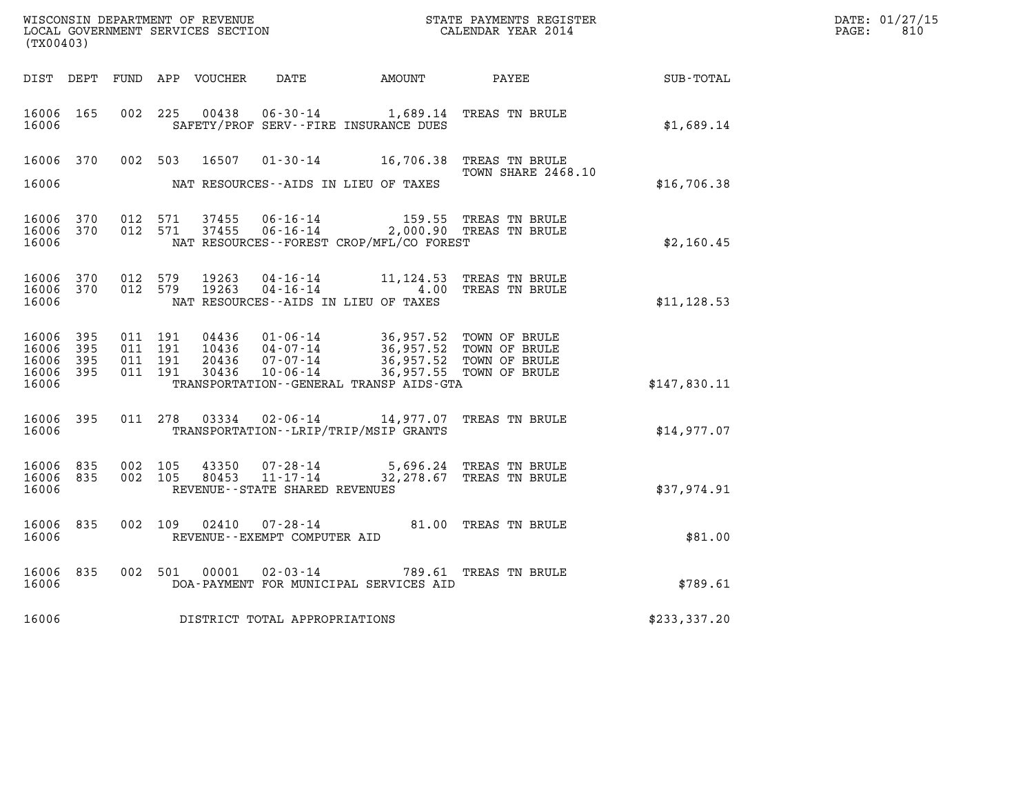WISCONSIN DEPARTMENT OF REVENUE
LOCAL GOVERNMENT SERVICES SECTION
(TX00403)

STATE PAYMENTS REGISTER
CALENDAR YEAR 2014

DATE: 01/27/15
PAGE: 810

| DIST | DEPT | FUND | APP | VOUCHER | DATE | AMOUNT | PAYEE | SUB-TOTAL |
|---|---|---|---|---|---|---|---|---|
| 16006 | 165 | 002 | 225 | 00438 | 06-30-14 | 1,689.14 | TREAS TN BRULE | |
| 16006 | | | | | SAFETY/PROF SERV--FIRE INSURANCE DUES | | | $1,689.14 |
| 16006 | 370 | 002 | 503 | 16507 | 01-30-14 | 16,706.38 | TREAS TN BRULE | |
| | | | | | | | TOWN SHARE 2468.10 | |
| 16006 | | | | | NAT RESOURCES--AIDS IN LIEU OF TAXES | | | $16,706.38 |
| 16006 | 370 | 012 | 571 | 37455 | 06-16-14 | 159.55 | TREAS TN BRULE | |
| 16006 | 370 | 012 | 571 | 37455 | 06-16-14 | 2,000.90 | TREAS TN BRULE | |
| 16006 | | | | | NAT RESOURCES--FOREST CROP/MFL/CO FOREST | | | $2,160.45 |
| 16006 | 370 | 012 | 579 | 19263 | 04-16-14 | 11,124.53 | TREAS TN BRULE | |
| 16006 | 370 | 012 | 579 | 19263 | 04-16-14 | 4.00 | TREAS TN BRULE | |
| 16006 | | | | | NAT RESOURCES--AIDS IN LIEU OF TAXES | | | $11,128.53 |
| 16006 | 395 | 011 | 191 | 04436 | 01-06-14 | 36,957.52 | TOWN OF BRULE | |
| 16006 | 395 | 011 | 191 | 10436 | 04-07-14 | 36,957.52 | TOWN OF BRULE | |
| 16006 | 395 | 011 | 191 | 20436 | 07-07-14 | 36,957.52 | TOWN OF BRULE | |
| 16006 | 395 | 011 | 191 | 30436 | 10-06-14 | 36,957.55 | TOWN OF BRULE | |
| 16006 | | | | | TRANSPORTATION--GENERAL TRANSP AIDS-GTA | | | $147,830.11 |
| 16006 | 395 | 011 | 278 | 03334 | 02-06-14 | 14,977.07 | TREAS TN BRULE | |
| 16006 | | | | | TRANSPORTATION--LRIP/TRIP/MSIP GRANTS | | | $14,977.07 |
| 16006 | 835 | 002 | 105 | 43350 | 07-28-14 | 5,696.24 | TREAS TN BRULE | |
| 16006 | 835 | 002 | 105 | 80453 | 11-17-14 | 32,278.67 | TREAS TN BRULE | |
| 16006 | | | | | REVENUE--STATE SHARED REVENUES | | | $37,974.91 |
| 16006 | 835 | 002 | 109 | 02410 | 07-28-14 | 81.00 | TREAS TN BRULE | |
| 16006 | | | | | REVENUE--EXEMPT COMPUTER AID | | | $81.00 |
| 16006 | 835 | 002 | 501 | 00001 | 02-03-14 | 789.61 | TREAS TN BRULE | |
| 16006 | | | | | DOA-PAYMENT FOR MUNICIPAL SERVICES AID | | | $789.61 |
| 16006 | | | | | DISTRICT TOTAL APPROPRIATIONS | | | $233,337.20 |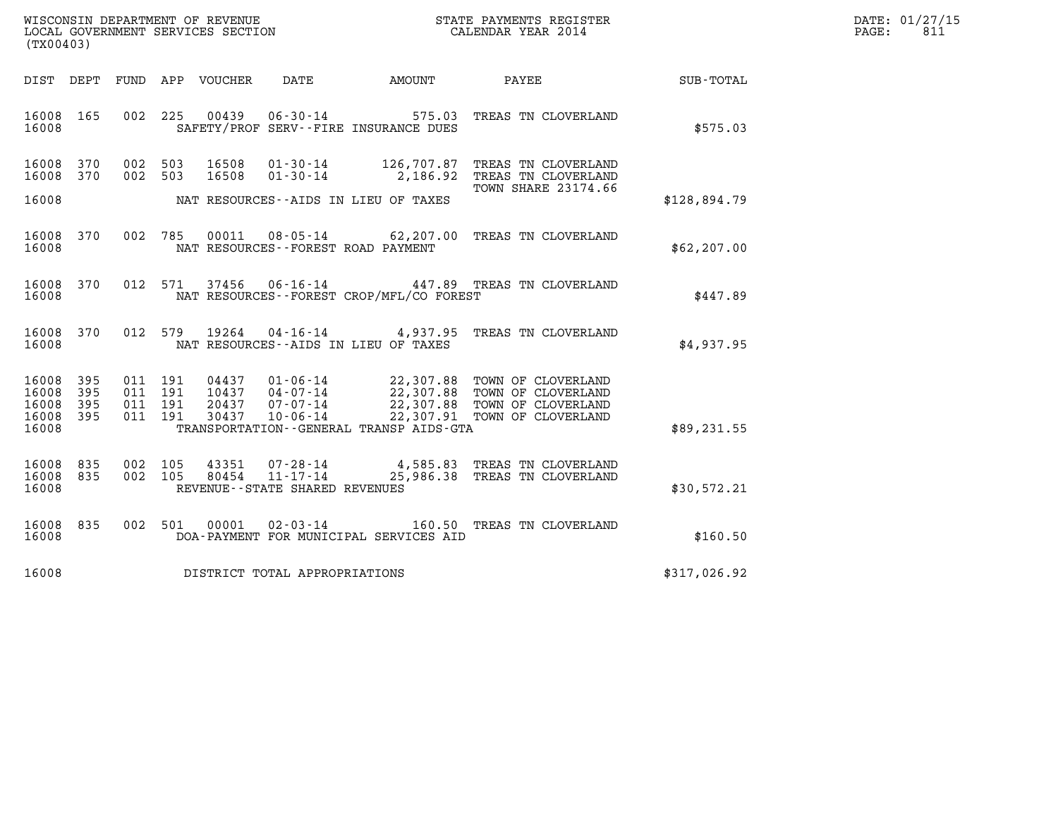WISCONSIN DEPARTMENT OF REVENUE
LOCAL GOVERNMENT SERVICES SECTION
(TX00403)

STATE PAYMENTS REGISTER
CALENDAR YEAR 2014

DATE: 01/27/15
PAGE: 811

| DIST | DEPT | FUND | APP | VOUCHER | DATE | AMOUNT | PAYEE | SUB-TOTAL |
|---|---|---|---|---|---|---|---|---|
| 16008 | 165 | 002 | 225 | 00439 | 06-30-14 | 575.03 | TREAS TN CLOVERLAND | |
| 16008 | | | | | SAFETY/PROF SERV--FIRE INSURANCE DUES | | | $575.03 |
| 16008 | 370 | 002 | 503 | 16508 | 01-30-14 | 126,707.87 | TREAS TN CLOVERLAND | |
| 16008 | 370 | 002 | 503 | 16508 | 01-30-14 | 2,186.92 | TREAS TN CLOVERLAND | |
| | | | | | | | TOWN SHARE 23174.66 | |
| 16008 | | | | | NAT RESOURCES--AIDS IN LIEU OF TAXES | | | $128,894.79 |
| 16008 | 370 | 002 | 785 | 00011 | 08-05-14 | 62,207.00 | TREAS TN CLOVERLAND | |
| 16008 | | | | | NAT RESOURCES--FOREST ROAD PAYMENT | | | $62,207.00 |
| 16008 | 370 | 012 | 571 | 37456 | 06-16-14 | 447.89 | TREAS TN CLOVERLAND | |
| 16008 | | | | | NAT RESOURCES--FOREST CROP/MFL/CO FOREST | | | $447.89 |
| 16008 | 370 | 012 | 579 | 19264 | 04-16-14 | 4,937.95 | TREAS TN CLOVERLAND | |
| 16008 | | | | | NAT RESOURCES--AIDS IN LIEU OF TAXES | | | $4,937.95 |
| 16008 | 395 | 011 | 191 | 04437 | 01-06-14 | 22,307.88 | TOWN OF CLOVERLAND | |
| 16008 | 395 | 011 | 191 | 10437 | 04-07-14 | 22,307.88 | TOWN OF CLOVERLAND | |
| 16008 | 395 | 011 | 191 | 20437 | 07-07-14 | 22,307.88 | TOWN OF CLOVERLAND | |
| 16008 | 395 | 011 | 191 | 30437 | 10-06-14 | 22,307.91 | TOWN OF CLOVERLAND | |
| 16008 | | | | | TRANSPORTATION--GENERAL TRANSP AIDS-GTA | | | $89,231.55 |
| 16008 | 835 | 002 | 105 | 43351 | 07-28-14 | 4,585.83 | TREAS TN CLOVERLAND | |
| 16008 | 835 | 002 | 105 | 80454 | 11-17-14 | 25,986.38 | TREAS TN CLOVERLAND | |
| 16008 | | | | | REVENUE--STATE SHARED REVENUES | | | $30,572.21 |
| 16008 | 835 | 002 | 501 | 00001 | 02-03-14 | 160.50 | TREAS TN CLOVERLAND | |
| 16008 | | | | | DOA-PAYMENT FOR MUNICIPAL SERVICES AID | | | $160.50 |
| 16008 | | | | | DISTRICT TOTAL APPROPRIATIONS | | | $317,026.92 |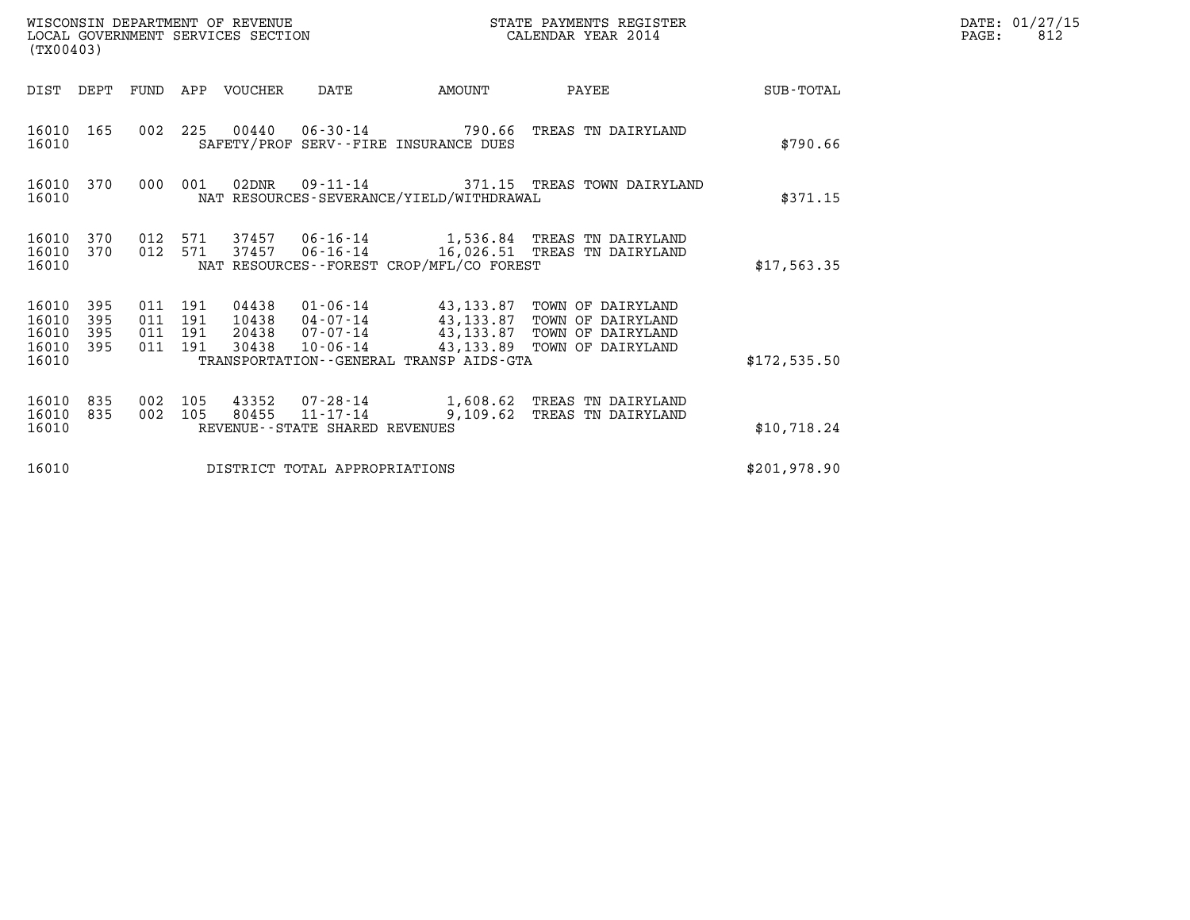WISCONSIN DEPARTMENT OF REVENUE
LOCAL GOVERNMENT SERVICES SECTION
(TX00403)

STATE PAYMENTS REGISTER
CALENDAR YEAR 2014

DATE: 01/27/15
PAGE: 812

| DIST | DEPT | FUND | APP | VOUCHER | DATE | AMOUNT | PAYEE | SUB-TOTAL |
|---|---|---|---|---|---|---|---|---|
| 16010 | 165 | 002 | 225 | 00440 | 06-30-14 | 790.66 | TREAS TN DAIRYLAND | |
| 16010 | | | | SAFETY/PROF SERV--FIRE INSURANCE DUES | | | | $790.66 |
| 16010 | 370 | 000 | 001 | 02DNR | 09-11-14 | 371.15 | TREAS TOWN DAIRYLAND | |
| 16010 | | | | NAT RESOURCES-SEVERANCE/YIELD/WITHDRAWAL | | | | $371.15 |
| 16010 | 370 | 012 | 571 | 37457 | 06-16-14 | 1,536.84 | TREAS TN DAIRYLAND | |
| 16010 | 370 | 012 | 571 | 37457 | 06-16-14 | 16,026.51 | TREAS TN DAIRYLAND | |
| 16010 | | | | NAT RESOURCES--FOREST CROP/MFL/CO FOREST | | | | $17,563.35 |
| 16010 | 395 | 011 | 191 | 04438 | 01-06-14 | 43,133.87 | TOWN OF DAIRYLAND | |
| 16010 | 395 | 011 | 191 | 10438 | 04-07-14 | 43,133.87 | TOWN OF DAIRYLAND | |
| 16010 | 395 | 011 | 191 | 20438 | 07-07-14 | 43,133.87 | TOWN OF DAIRYLAND | |
| 16010 | 395 | 011 | 191 | 30438 | 10-06-14 | 43,133.89 | TOWN OF DAIRYLAND | |
| 16010 | | | | TRANSPORTATION--GENERAL TRANSP AIDS-GTA | | | | $172,535.50 |
| 16010 | 835 | 002 | 105 | 43352 | 07-28-14 | 1,608.62 | TREAS TN DAIRYLAND | |
| 16010 | 835 | 002 | 105 | 80455 | 11-17-14 | 9,109.62 | TREAS TN DAIRYLAND | |
| 16010 | | | | REVENUE--STATE SHARED REVENUES | | | | $10,718.24 |
| 16010 | | | | DISTRICT TOTAL APPROPRIATIONS | | | | $201,978.90 |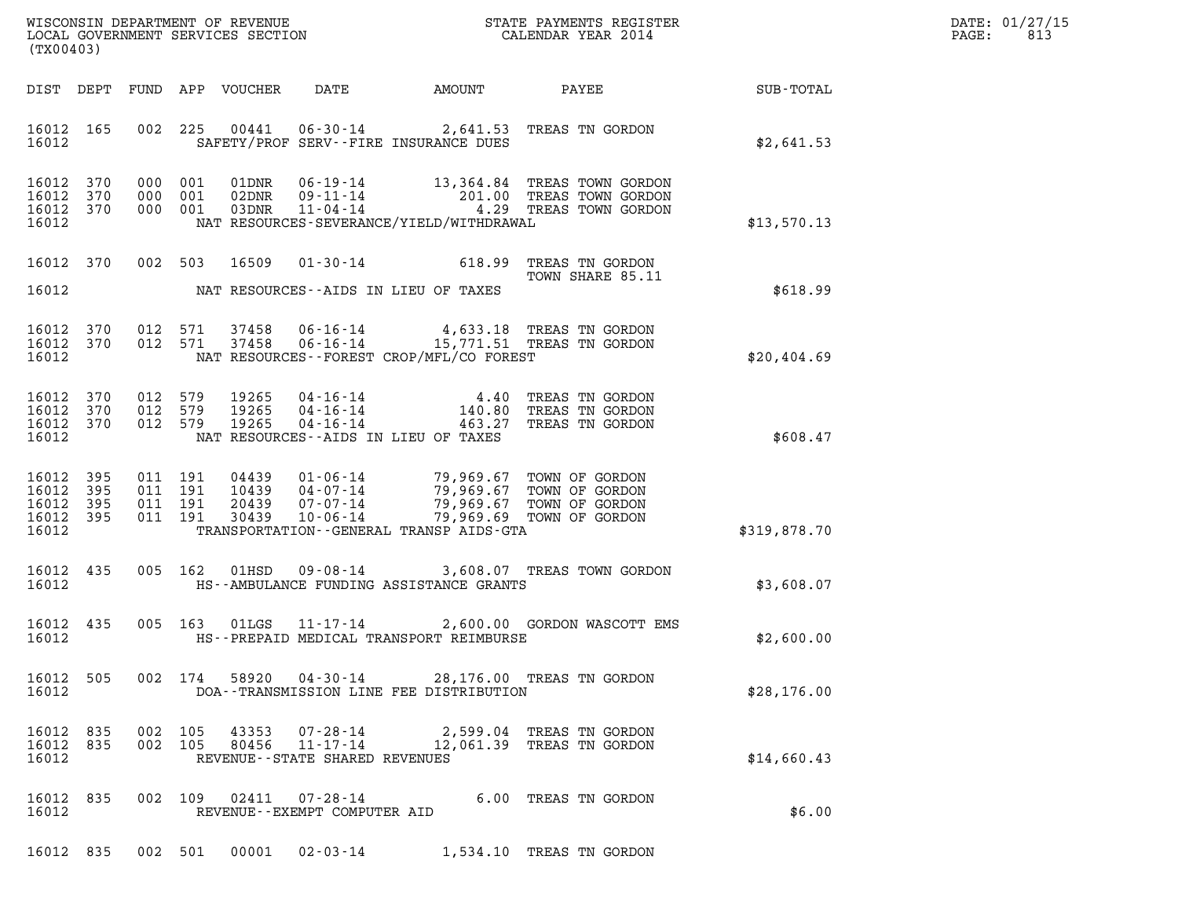WISCONSIN DEPARTMENT OF REVENUE
LOCAL GOVERNMENT SERVICES SECTION
(TX00403)

STATE PAYMENTS REGISTER
CALENDAR YEAR 2014

DATE: 01/27/15
PAGE: 813

| DIST | DEPT | FUND | APP | VOUCHER | DATE | AMOUNT | PAYEE | SUB-TOTAL |
|---|---|---|---|---|---|---|---|---|
| 16012 | 165 | 002 | 225 | 00441 | 06-30-14 | 2,641.53 | TREAS TN GORDON | |
| 16012 | | | | | SAFETY/PROF SERV--FIRE INSURANCE DUES | | | $2,641.53 |
| 16012 | 370 | 000 | 001 | 01DNR | 06-19-14 | 13,364.84 | TREAS TOWN GORDON | |
| 16012 | 370 | 000 | 001 | 02DNR | 09-11-14 | 201.00 | TREAS TOWN GORDON | |
| 16012 | 370 | 000 | 001 | 03DNR | 11-04-14 | 4.29 | TREAS TOWN GORDON | |
| 16012 | | | | | NAT RESOURCES-SEVERANCE/YIELD/WITHDRAWAL | | | $13,570.13 |
| 16012 | 370 | 002 | 503 | 16509 | 01-30-14 | 618.99 | TREAS TN GORDON TOWN SHARE 85.11 | |
| 16012 | | | | | NAT RESOURCES--AIDS IN LIEU OF TAXES | | | $618.99 |
| 16012 | 370 | 012 | 571 | 37458 | 06-16-14 | 4,633.18 | TREAS TN GORDON | |
| 16012 | 370 | 012 | 571 | 37458 | 06-16-14 | 15,771.51 | TREAS TN GORDON | |
| 16012 | | | | | NAT RESOURCES--FOREST CROP/MFL/CO FOREST | | | $20,404.69 |
| 16012 | 370 | 012 | 579 | 19265 | 04-16-14 | 4.40 | TREAS TN GORDON | |
| 16012 | 370 | 012 | 579 | 19265 | 04-16-14 | 140.80 | TREAS TN GORDON | |
| 16012 | 370 | 012 | 579 | 19265 | 04-16-14 | 463.27 | TREAS TN GORDON | |
| 16012 | | | | | NAT RESOURCES--AIDS IN LIEU OF TAXES | | | $608.47 |
| 16012 | 395 | 011 | 191 | 04439 | 01-06-14 | 79,969.67 | TOWN OF GORDON | |
| 16012 | 395 | 011 | 191 | 10439 | 04-07-14 | 79,969.67 | TOWN OF GORDON | |
| 16012 | 395 | 011 | 191 | 20439 | 07-07-14 | 79,969.67 | TOWN OF GORDON | |
| 16012 | 395 | 011 | 191 | 30439 | 10-06-14 | 79,969.69 | TOWN OF GORDON | |
| 16012 | | | | | TRANSPORTATION--GENERAL TRANSP AIDS-GTA | | | $319,878.70 |
| 16012 | 435 | 005 | 162 | 01HSD | 09-08-14 | 3,608.07 | TREAS TOWN GORDON | |
| 16012 | | | | | HS--AMBULANCE FUNDING ASSISTANCE GRANTS | | | $3,608.07 |
| 16012 | 435 | 005 | 163 | 01LGS | 11-17-14 | 2,600.00 | GORDON WASCOTT EMS | |
| 16012 | | | | | HS--PREPAID MEDICAL TRANSPORT REIMBURSE | | | $2,600.00 |
| 16012 | 505 | 002 | 174 | 58920 | 04-30-14 | 28,176.00 | TREAS TN GORDON | |
| 16012 | | | | | DOA--TRANSMISSION LINE FEE DISTRIBUTION | | | $28,176.00 |
| 16012 | 835 | 002 | 105 | 43353 | 07-28-14 | 2,599.04 | TREAS TN GORDON | |
| 16012 | 835 | 002 | 105 | 80456 | 11-17-14 | 12,061.39 | TREAS TN GORDON | |
| 16012 | | | | | REVENUE--STATE SHARED REVENUES | | | $14,660.43 |
| 16012 | 835 | 002 | 109 | 02411 | 07-28-14 | 6.00 | TREAS TN GORDON | |
| 16012 | | | | | REVENUE--EXEMPT COMPUTER AID | | | $6.00 |
| 16012 | 835 | 002 | 501 | 00001 | 02-03-14 | 1,534.10 | TREAS TN GORDON | |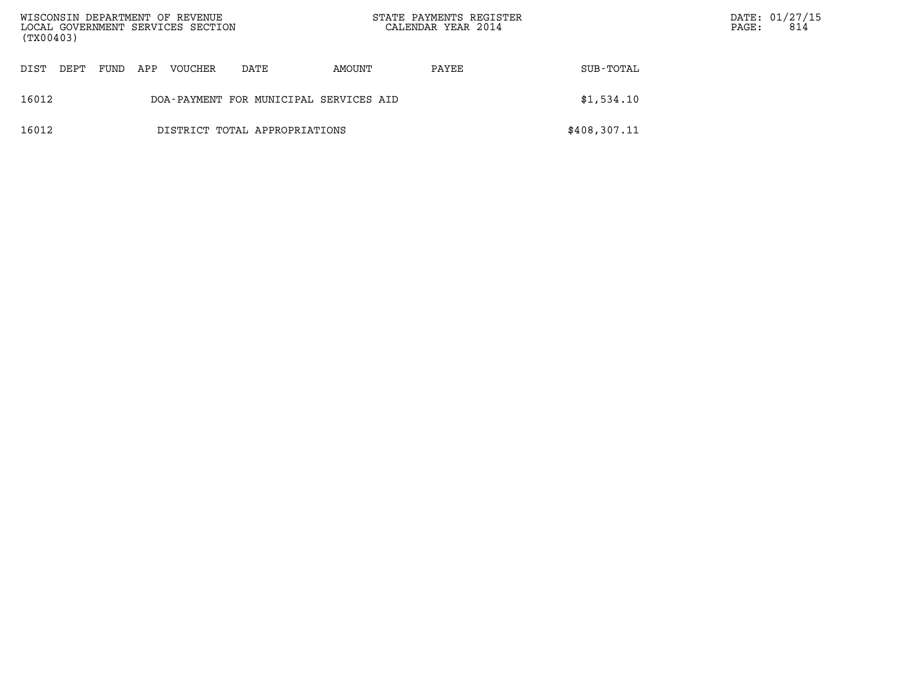| DIST | DEPT | FUND | APP | VOUCHER | DATE | AMOUNT | PAYEE | SUB-TOTAL |
|---|---|---|---|---|---|---|---|---|
| 16012 | | | | DOA-PAYMENT FOR MUNICIPAL SERVICES AID | | | | $1,534.10 |
| 16012 | | | | DISTRICT TOTAL APPROPRIATIONS | | | | $408,307.11 |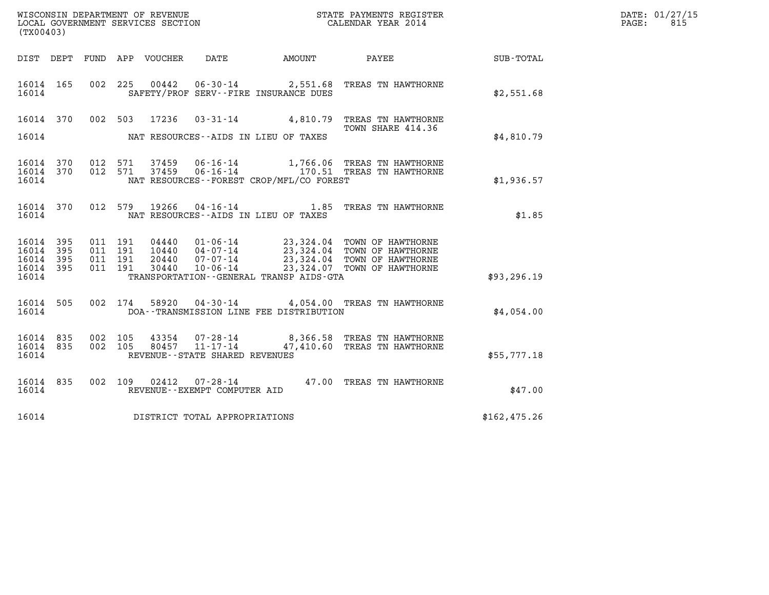WISCONSIN DEPARTMENT OF REVENUE
LOCAL GOVERNMENT SERVICES SECTION
(TX00403)

STATE PAYMENTS REGISTER
CALENDAR YEAR 2014

DATE: 01/27/15
PAGE: 815

| DIST | DEPT | FUND | APP | VOUCHER | DATE | AMOUNT | PAYEE | SUB-TOTAL |
|---|---|---|---|---|---|---|---|---|
| 16014 | 165 | 002 | 225 | 00442 | 06-30-14 | 2,551.68 | TREAS TN HAWTHORNE | |
| 16014 | | | | | SAFETY/PROF SERV--FIRE INSURANCE DUES | | | $2,551.68 |
| 16014 | 370 | 002 | 503 | 17236 | 03-31-14 | 4,810.79 | TREAS TN HAWTHORNE TOWN SHARE 414.36 | |
| 16014 | | | | | NAT RESOURCES--AIDS IN LIEU OF TAXES | | | $4,810.79 |
| 16014 | 370 | 012 | 571 | 37459 | 06-16-14 | 1,766.06 | TREAS TN HAWTHORNE | |
| 16014 | 370 | 012 | 571 | 37459 | 06-16-14 | 170.51 | TREAS TN HAWTHORNE | |
| 16014 | | | | | NAT RESOURCES--FOREST CROP/MFL/CO FOREST | | | $1,936.57 |
| 16014 | 370 | 012 | 579 | 19266 | 04-16-14 | 1.85 | TREAS TN HAWTHORNE | |
| 16014 | | | | | NAT RESOURCES--AIDS IN LIEU OF TAXES | | | $1.85 |
| 16014 | 395 | 011 | 191 | 04440 | 01-06-14 | 23,324.04 | TOWN OF HAWTHORNE | |
| 16014 | 395 | 011 | 191 | 10440 | 04-07-14 | 23,324.04 | TOWN OF HAWTHORNE | |
| 16014 | 395 | 011 | 191 | 20440 | 07-07-14 | 23,324.04 | TOWN OF HAWTHORNE | |
| 16014 | 395 | 011 | 191 | 30440 | 10-06-14 | 23,324.07 | TOWN OF HAWTHORNE | |
| 16014 | | | | | TRANSPORTATION--GENERAL TRANSP AIDS-GTA | | | $93,296.19 |
| 16014 | 505 | 002 | 174 | 58920 | 04-30-14 | 4,054.00 | TREAS TN HAWTHORNE | |
| 16014 | | | | | DOA--TRANSMISSION LINE FEE DISTRIBUTION | | | $4,054.00 |
| 16014 | 835 | 002 | 105 | 43354 | 07-28-14 | 8,366.58 | TREAS TN HAWTHORNE | |
| 16014 | 835 | 002 | 105 | 80457 | 11-17-14 | 47,410.60 | TREAS TN HAWTHORNE | |
| 16014 | | | | | REVENUE--STATE SHARED REVENUES | | | $55,777.18 |
| 16014 | 835 | 002 | 109 | 02412 | 07-28-14 | 47.00 | TREAS TN HAWTHORNE | |
| 16014 | | | | | REVENUE--EXEMPT COMPUTER AID | | | $47.00 |
| 16014 | | | | | DISTRICT TOTAL APPROPRIATIONS | | | $162,475.26 |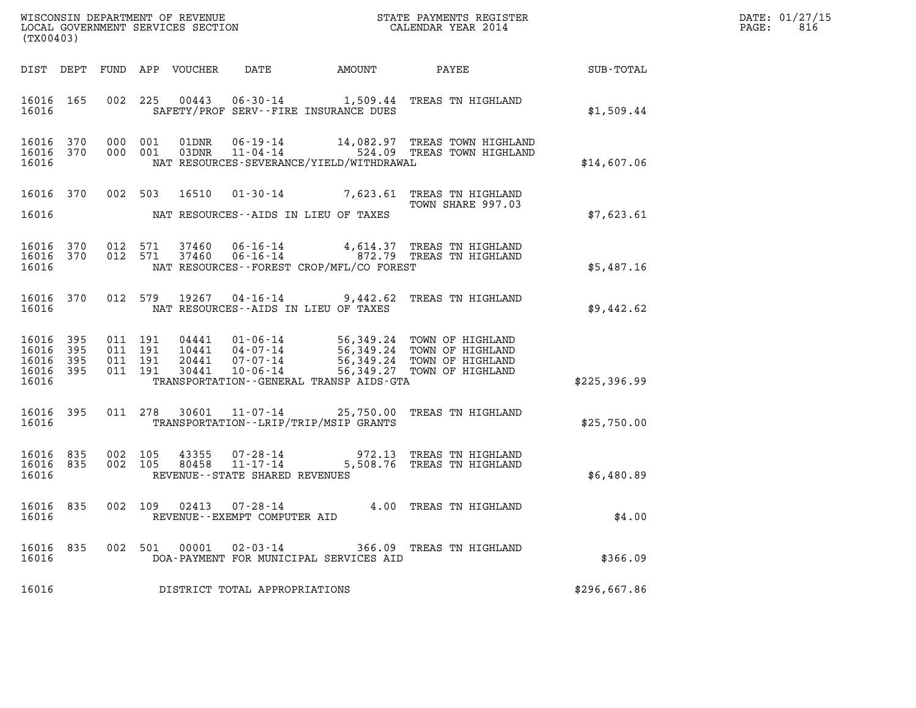WISCONSIN DEPARTMENT OF REVENUE
LOCAL GOVERNMENT SERVICES SECTION
(TX00403)

STATE PAYMENTS REGISTER
CALENDAR YEAR 2014

DATE: 01/27/15
PAGE: 816

| DIST | DEPT | FUND | APP | VOUCHER | DATE | AMOUNT | PAYEE | SUB-TOTAL |
|---|---|---|---|---|---|---|---|---|
| 16016 | 165 | 002 | 225 | 00443 | 06-30-14 | 1,509.44 | TREAS TN HIGHLAND | |
| 16016 | | | | SAFETY/PROF SERV--FIRE INSURANCE DUES | | | | $1,509.44 |
| 16016 | 370 | 000 | 001 | 01DNR | 06-19-14 | 14,082.97 | TREAS TOWN HIGHLAND | |
| 16016 | 370 | 000 | 001 | 03DNR | 11-04-14 | 524.09 | TREAS TOWN HIGHLAND | |
| 16016 | | | | NAT RESOURCES-SEVERANCE/YIELD/WITHDRAWAL | | | | $14,607.06 |
| 16016 | 370 | 002 | 503 | 16510 | 01-30-14 | 7,623.61 | TREAS TN HIGHLAND TOWN SHARE 997.03 | |
| 16016 | | | | NAT RESOURCES--AIDS IN LIEU OF TAXES | | | | $7,623.61 |
| 16016 | 370 | 012 | 571 | 37460 | 06-16-14 | 4,614.37 | TREAS TN HIGHLAND | |
| 16016 | 370 | 012 | 571 | 37460 | 06-16-14 | 872.79 | TREAS TN HIGHLAND | |
| 16016 | | | | NAT RESOURCES--FOREST CROP/MFL/CO FOREST | | | | $5,487.16 |
| 16016 | 370 | 012 | 579 | 19267 | 04-16-14 | 9,442.62 | TREAS TN HIGHLAND | |
| 16016 | | | | NAT RESOURCES--AIDS IN LIEU OF TAXES | | | | $9,442.62 |
| 16016 | 395 | 011 | 191 | 04441 | 01-06-14 | 56,349.24 | TOWN OF HIGHLAND | |
| 16016 | 395 | 011 | 191 | 10441 | 04-07-14 | 56,349.24 | TOWN OF HIGHLAND | |
| 16016 | 395 | 011 | 191 | 20441 | 07-07-14 | 56,349.24 | TOWN OF HIGHLAND | |
| 16016 | 395 | 011 | 191 | 30441 | 10-06-14 | 56,349.27 | TOWN OF HIGHLAND | |
| 16016 | | | | TRANSPORTATION--GENERAL TRANSP AIDS-GTA | | | | $225,396.99 |
| 16016 | 395 | 011 | 278 | 30601 | 11-07-14 | 25,750.00 | TREAS TN HIGHLAND | |
| 16016 | | | | TRANSPORTATION--LRIP/TRIP/MSIP GRANTS | | | | $25,750.00 |
| 16016 | 835 | 002 | 105 | 43355 | 07-28-14 | 972.13 | TREAS TN HIGHLAND | |
| 16016 | 835 | 002 | 105 | 80458 | 11-17-14 | 5,508.76 | TREAS TN HIGHLAND | |
| 16016 | | | | REVENUE--STATE SHARED REVENUES | | | | $6,480.89 |
| 16016 | 835 | 002 | 109 | 02413 | 07-28-14 | 4.00 | TREAS TN HIGHLAND | |
| 16016 | | | | REVENUE--EXEMPT COMPUTER AID | | | | $4.00 |
| 16016 | 835 | 002 | 501 | 00001 | 02-03-14 | 366.09 | TREAS TN HIGHLAND | |
| 16016 | | | | DOA-PAYMENT FOR MUNICIPAL SERVICES AID | | | | $366.09 |
| 16016 | | | | DISTRICT TOTAL APPROPRIATIONS | | | | $296,667.86 |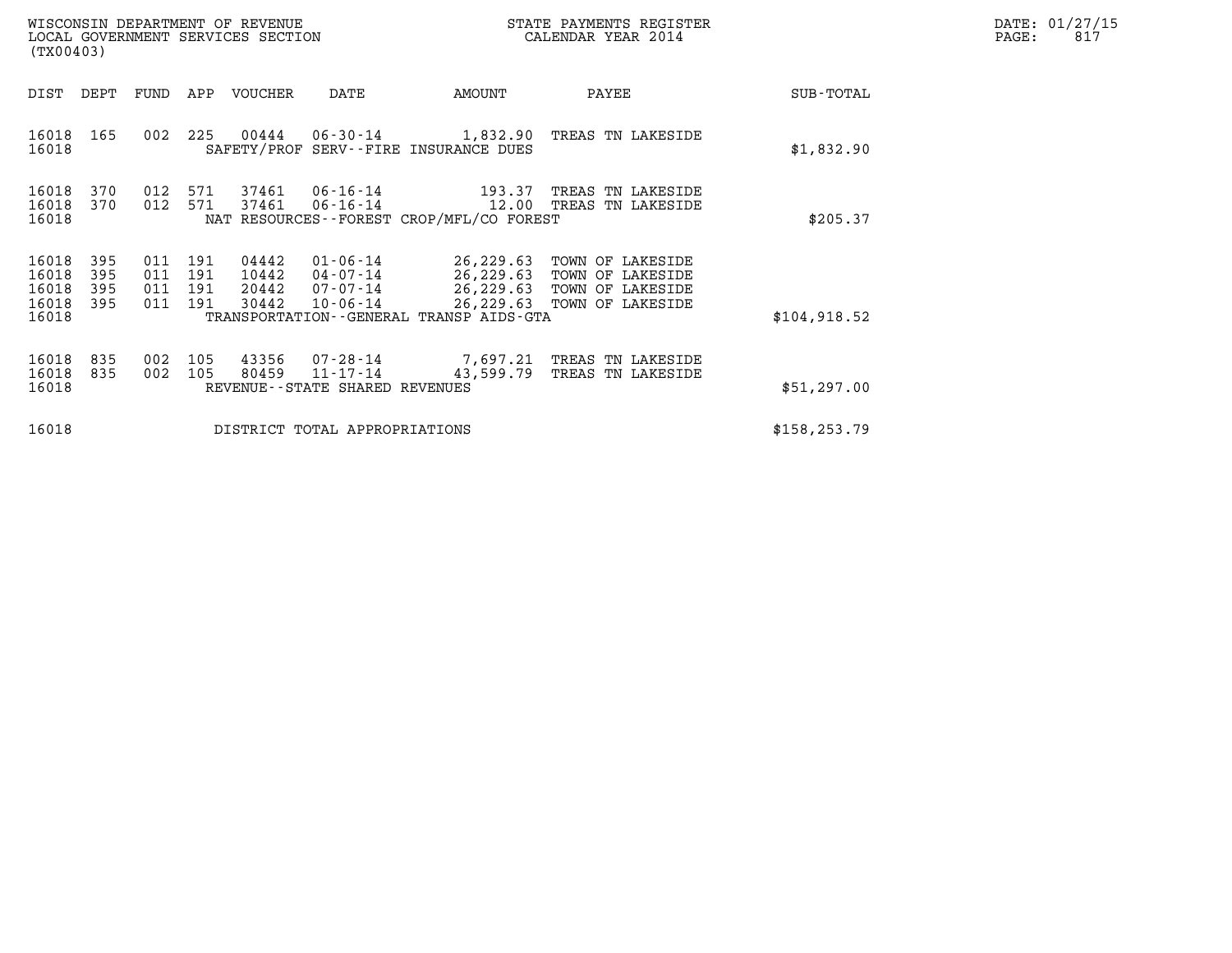WISCONSIN DEPARTMENT OF REVENUE
LOCAL GOVERNMENT SERVICES SECTION
(TX00403)

STATE PAYMENTS REGISTER
CALENDAR YEAR 2014

DATE: 01/27/15
PAGE: 817

| DIST | DEPT | FUND | APP | VOUCHER | DATE | AMOUNT | PAYEE | SUB-TOTAL |
|---|---|---|---|---|---|---|---|---|
| 16018 | 165 | 002 | 225 | 00444 | 06-30-14 | 1,832.90 | TREAS TN LAKESIDE | |
| 16018 | | | | | SAFETY/PROF SERV--FIRE INSURANCE DUES | | | $1,832.90 |
| 16018 | 370 | 012 | 571 | 37461 | 06-16-14 | 193.37 | TREAS TN LAKESIDE | |
| 16018 | 370 | 012 | 571 | 37461 | 06-16-14 | 12.00 | TREAS TN LAKESIDE | |
| 16018 | | | | | NAT RESOURCES--FOREST CROP/MFL/CO FOREST | | | $205.37 |
| 16018 | 395 | 011 | 191 | 04442 | 01-06-14 | 26,229.63 | TOWN OF LAKESIDE | |
| 16018 | 395 | 011 | 191 | 10442 | 04-07-14 | 26,229.63 | TOWN OF LAKESIDE | |
| 16018 | 395 | 011 | 191 | 20442 | 07-07-14 | 26,229.63 | TOWN OF LAKESIDE | |
| 16018 | 395 | 011 | 191 | 30442 | 10-06-14 | 26,229.63 | TOWN OF LAKESIDE | |
| 16018 | | | | | TRANSPORTATION--GENERAL TRANSP AIDS-GTA | | | $104,918.52 |
| 16018 | 835 | 002 | 105 | 43356 | 07-28-14 | 7,697.21 | TREAS TN LAKESIDE | |
| 16018 | 835 | 002 | 105 | 80459 | 11-17-14 | 43,599.79 | TREAS TN LAKESIDE | |
| 16018 | | | | | REVENUE--STATE SHARED REVENUES | | | $51,297.00 |
| 16018 | | | | | DISTRICT TOTAL APPROPRIATIONS | | | $158,253.79 |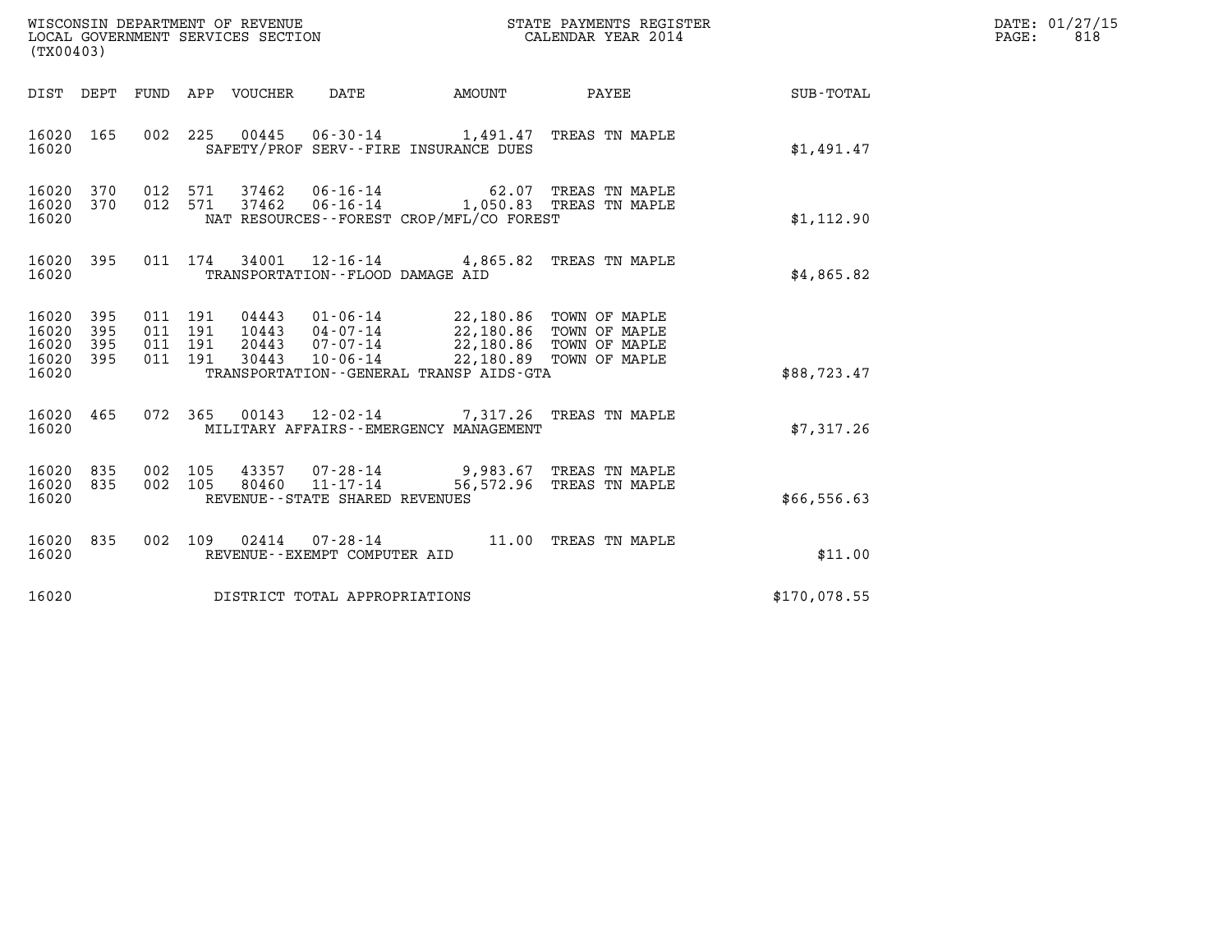WISCONSIN DEPARTMENT OF REVENUE
LOCAL GOVERNMENT SERVICES SECTION
(TX00403)

STATE PAYMENTS REGISTER
CALENDAR YEAR 2014

DATE: 01/27/15
PAGE: 818

| DIST | DEPT | FUND | APP | VOUCHER | DATE | AMOUNT | PAYEE | SUB-TOTAL |
|---|---|---|---|---|---|---|---|---|
| 16020 | 165 | 002 | 225 | 00445 | 06-30-14 | 1,491.47 | TREAS TN MAPLE | |
| 16020 | | | | SAFETY/PROF SERV--FIRE INSURANCE DUES | | | | $1,491.47 |
| 16020 | 370 | 012 | 571 | 37462 | 06-16-14 | 62.07 | TREAS TN MAPLE | |
| 16020 | 370 | 012 | 571 | 37462 | 06-16-14 | 1,050.83 | TREAS TN MAPLE | |
| 16020 | | | | NAT RESOURCES--FOREST CROP/MFL/CO FOREST | | | | $1,112.90 |
| 16020 | 395 | 011 | 174 | 34001 | 12-16-14 | 4,865.82 | TREAS TN MAPLE | |
| 16020 | | | | TRANSPORTATION--FLOOD DAMAGE AID | | | | $4,865.82 |
| 16020 | 395 | 011 | 191 | 04443 | 01-06-14 | 22,180.86 | TOWN OF MAPLE | |
| 16020 | 395 | 011 | 191 | 10443 | 04-07-14 | 22,180.86 | TOWN OF MAPLE | |
| 16020 | 395 | 011 | 191 | 20443 | 07-07-14 | 22,180.86 | TOWN OF MAPLE | |
| 16020 | 395 | 011 | 191 | 30443 | 10-06-14 | 22,180.89 | TOWN OF MAPLE | |
| 16020 | | | | TRANSPORTATION--GENERAL TRANSP AIDS-GTA | | | | $88,723.47 |
| 16020 | 465 | 072 | 365 | 00143 | 12-02-14 | 7,317.26 | TREAS TN MAPLE | |
| 16020 | | | | MILITARY AFFAIRS--EMERGENCY MANAGEMENT | | | | $7,317.26 |
| 16020 | 835 | 002 | 105 | 43357 | 07-28-14 | 9,983.67 | TREAS TN MAPLE | |
| 16020 | 835 | 002 | 105 | 80460 | 11-17-14 | 56,572.96 | TREAS TN MAPLE | |
| 16020 | | | | REVENUE--STATE SHARED REVENUES | | | | $66,556.63 |
| 16020 | 835 | 002 | 109 | 02414 | 07-28-14 | 11.00 | TREAS TN MAPLE | |
| 16020 | | | | REVENUE--EXEMPT COMPUTER AID | | | | $11.00 |
| 16020 | | | | DISTRICT TOTAL APPROPRIATIONS | | | | $170,078.55 |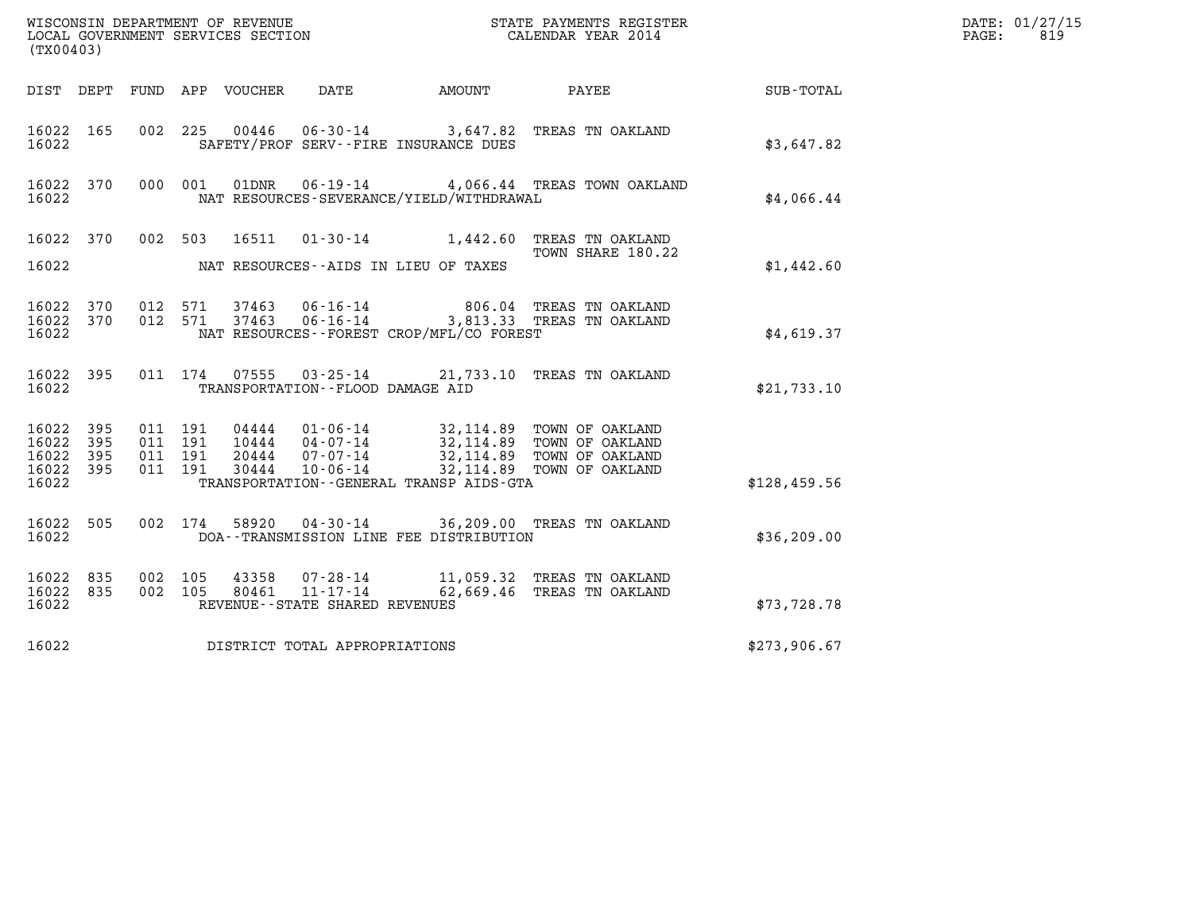WISCONSIN DEPARTMENT OF REVENUE
LOCAL GOVERNMENT SERVICES SECTION
(TX00403)

STATE PAYMENTS REGISTER
CALENDAR YEAR 2014

DATE: 01/27/15
PAGE: 819

| DIST | DEPT | FUND | APP | VOUCHER | DATE | AMOUNT | PAYEE | SUB-TOTAL |
|---|---|---|---|---|---|---|---|---|
| 16022 | 165 | 002 | 225 | 00446 | 06-30-14 | 3,647.82 | TREAS TN OAKLAND | |
| 16022 | | | | | SAFETY/PROF SERV--FIRE INSURANCE DUES | | | $3,647.82 |
| 16022 | 370 | 000 | 001 | 01DNR | 06-19-14 | 4,066.44 | TREAS TOWN OAKLAND | |
| 16022 | | | | | NAT RESOURCES-SEVERANCE/YIELD/WITHDRAWAL | | | $4,066.44 |
| 16022 | 370 | 002 | 503 | 16511 | 01-30-14 | 1,442.60 | TREAS TN OAKLAND TOWN SHARE 180.22 | |
| 16022 | | | | | NAT RESOURCES--AIDS IN LIEU OF TAXES | | | $1,442.60 |
| 16022 | 370 | 012 | 571 | 37463 | 06-16-14 | 806.04 | TREAS TN OAKLAND | |
| 16022 | 370 | 012 | 571 | 37463 | 06-16-14 | 3,813.33 | TREAS TN OAKLAND | |
| 16022 | | | | | NAT RESOURCES--FOREST CROP/MFL/CO FOREST | | | $4,619.37 |
| 16022 | 395 | 011 | 174 | 07555 | 03-25-14 | 21,733.10 | TREAS TN OAKLAND | |
| 16022 | | | | | TRANSPORTATION--FLOOD DAMAGE AID | | | $21,733.10 |
| 16022 | 395 | 011 | 191 | 04444 | 01-06-14 | 32,114.89 | TOWN OF OAKLAND | |
| 16022 | 395 | 011 | 191 | 10444 | 04-07-14 | 32,114.89 | TOWN OF OAKLAND | |
| 16022 | 395 | 011 | 191 | 20444 | 07-07-14 | 32,114.89 | TOWN OF OAKLAND | |
| 16022 | 395 | 011 | 191 | 30444 | 10-06-14 | 32,114.89 | TOWN OF OAKLAND | |
| 16022 | | | | | TRANSPORTATION--GENERAL TRANSP AIDS-GTA | | | $128,459.56 |
| 16022 | 505 | 002 | 174 | 58920 | 04-30-14 | 36,209.00 | TREAS TN OAKLAND | |
| 16022 | | | | | DOA--TRANSMISSION LINE FEE DISTRIBUTION | | | $36,209.00 |
| 16022 | 835 | 002 | 105 | 43358 | 07-28-14 | 11,059.32 | TREAS TN OAKLAND | |
| 16022 | 835 | 002 | 105 | 80461 | 11-17-14 | 62,669.46 | TREAS TN OAKLAND | |
| 16022 | | | | | REVENUE--STATE SHARED REVENUES | | | $73,728.78 |
| 16022 | | | | | DISTRICT TOTAL APPROPRIATIONS | | | $273,906.67 |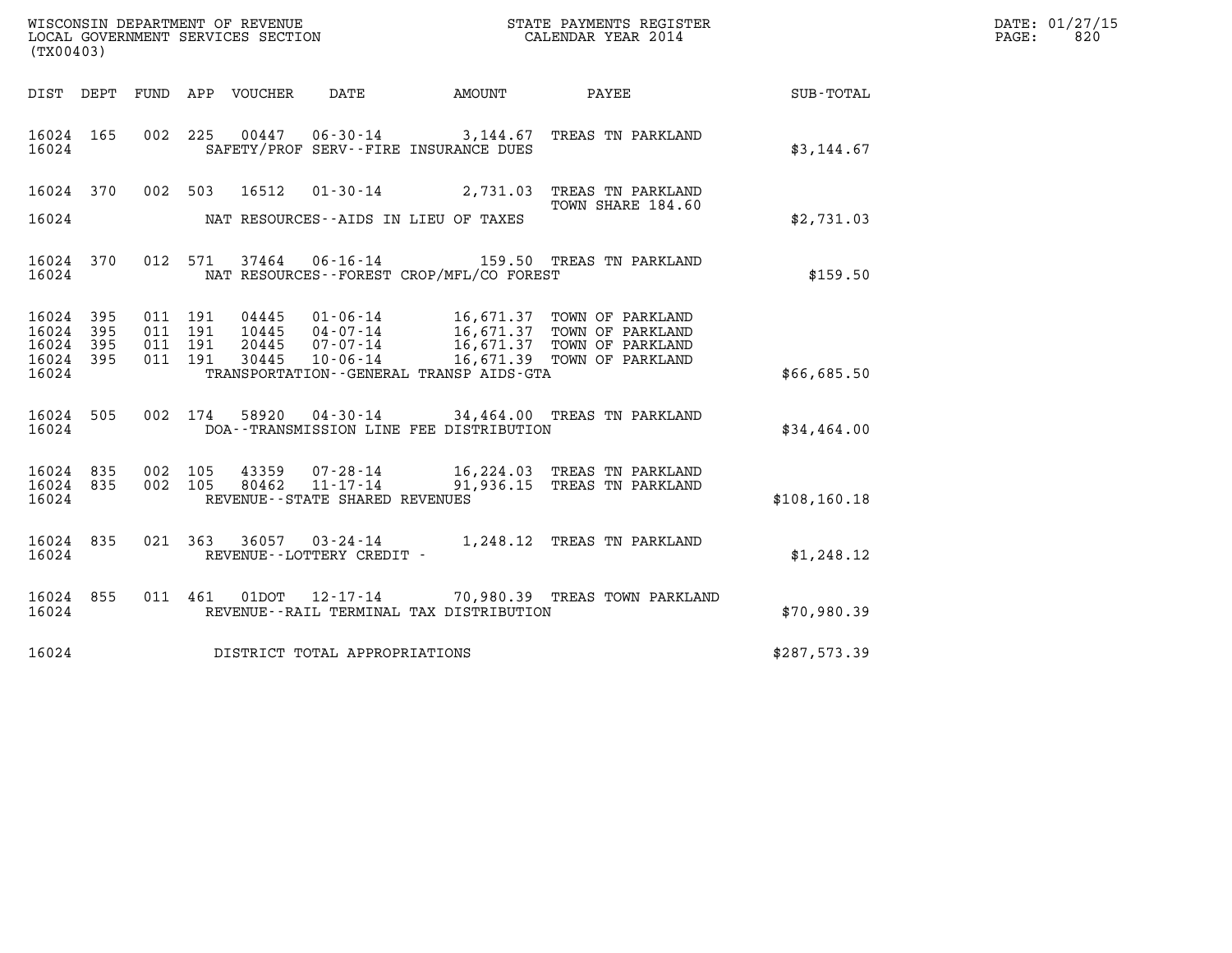WISCONSIN DEPARTMENT OF REVENUE
LOCAL GOVERNMENT SERVICES SECTION
(TX00403)

STATE PAYMENTS REGISTER
CALENDAR YEAR 2014

| DIST | DEPT | FUND | APP | VOUCHER | DATE | AMOUNT | PAYEE | SUB-TOTAL |
|---|---|---|---|---|---|---|---|---|
| 16024 | 165 | 002 | 225 | 00447 | 06-30-14 | 3,144.67 | TREAS TN PARKLAND | |
| 16024 | | | | | SAFETY/PROF SERV--FIRE INSURANCE DUES | | | $3,144.67 |
| 16024 | 370 | 002 | 503 | 16512 | 01-30-14 | 2,731.03 | TREAS TN PARKLAND TOWN SHARE 184.60 | |
| 16024 | | | | | NAT RESOURCES--AIDS IN LIEU OF TAXES | | | $2,731.03 |
| 16024 | 370 | 012 | 571 | 37464 | 06-16-14 | 159.50 | TREAS TN PARKLAND | |
| 16024 | | | | | NAT RESOURCES--FOREST CROP/MFL/CO FOREST | | | $159.50 |
| 16024 | 395 | 011 | 191 | 04445 | 01-06-14 | 16,671.37 | TOWN OF PARKLAND | |
| 16024 | 395 | 011 | 191 | 10445 | 04-07-14 | 16,671.37 | TOWN OF PARKLAND | |
| 16024 | 395 | 011 | 191 | 20445 | 07-07-14 | 16,671.37 | TOWN OF PARKLAND | |
| 16024 | 395 | 011 | 191 | 30445 | 10-06-14 | 16,671.39 | TOWN OF PARKLAND | |
| 16024 | | | | | TRANSPORTATION--GENERAL TRANSP AIDS-GTA | | | $66,685.50 |
| 16024 | 505 | 002 | 174 | 58920 | 04-30-14 | 34,464.00 | TREAS TN PARKLAND | |
| 16024 | | | | | DOA--TRANSMISSION LINE FEE DISTRIBUTION | | | $34,464.00 |
| 16024 | 835 | 002 | 105 | 43359 | 07-28-14 | 16,224.03 | TREAS TN PARKLAND | |
| 16024 | 835 | 002 | 105 | 80462 | 11-17-14 | 91,936.15 | TREAS TN PARKLAND | |
| 16024 | | | | | REVENUE--STATE SHARED REVENUES | | | $108,160.18 |
| 16024 | 835 | 021 | 363 | 36057 | 03-24-14 | 1,248.12 | TREAS TN PARKLAND | |
| 16024 | | | | | REVENUE--LOTTERY CREDIT - | | | $1,248.12 |
| 16024 | 855 | 011 | 461 | 01DOT | 12-17-14 | 70,980.39 | TREAS TOWN PARKLAND | |
| 16024 | | | | | REVENUE--RAIL TERMINAL TAX DISTRIBUTION | | | $70,980.39 |
| 16024 | | | | | DISTRICT TOTAL APPROPRIATIONS | | | $287,573.39 |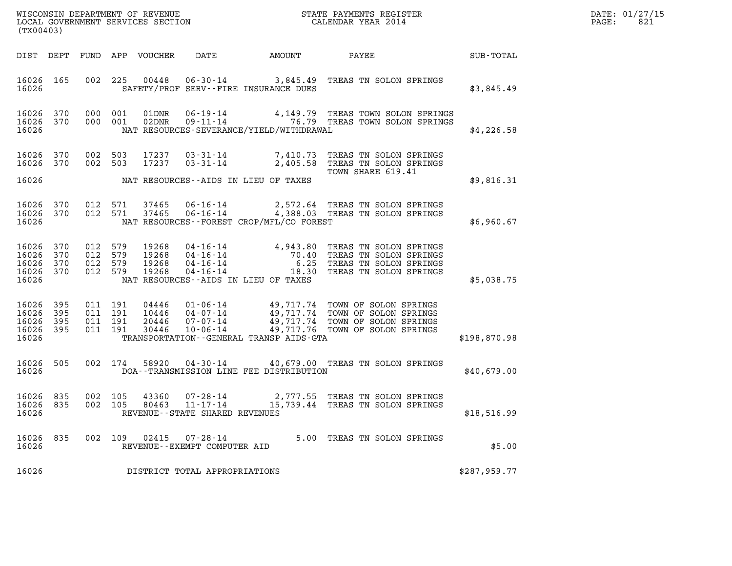WISCONSIN DEPARTMENT OF REVENUE
LOCAL GOVERNMENT SERVICES SECTION
(TX00403)

STATE PAYMENTS REGISTER
CALENDAR YEAR 2014

DATE: 01/27/15
PAGE: 821

| DIST | DEPT | FUND | APP | VOUCHER | DATE | AMOUNT | PAYEE | SUB-TOTAL |
|---|---|---|---|---|---|---|---|---|
| 16026 | 165 | 002 | 225 | 00448 | 06-30-14 | 3,845.49 | TREAS TN SOLON SPRINGS | |
| 16026 | | | | | SAFETY/PROF SERV--FIRE INSURANCE DUES | | | $3,845.49 |
| 16026 | 370 | 000 | 001 | 01DNR | 06-19-14 | 4,149.79 | TREAS TOWN SOLON SPRINGS | |
| 16026 | 370 | 000 | 001 | 02DNR | 09-11-14 | 76.79 | TREAS TOWN SOLON SPRINGS | |
| 16026 | | | | | NAT RESOURCES-SEVERANCE/YIELD/WITHDRAWAL | | | $4,226.58 |
| 16026 | 370 | 002 | 503 | 17237 | 03-31-14 | 7,410.73 | TREAS TN SOLON SPRINGS | |
| 16026 | 370 | 002 | 503 | 17237 | 03-31-14 | 2,405.58 | TREAS TN SOLON SPRINGS TOWN SHARE 619.41 | |
| 16026 | | | | | NAT RESOURCES--AIDS IN LIEU OF TAXES | | | $9,816.31 |
| 16026 | 370 | 012 | 571 | 37465 | 06-16-14 | 2,572.64 | TREAS TN SOLON SPRINGS | |
| 16026 | 370 | 012 | 571 | 37465 | 06-16-14 | 4,388.03 | TREAS TN SOLON SPRINGS | |
| 16026 | | | | | NAT RESOURCES--FOREST CROP/MFL/CO FOREST | | | $6,960.67 |
| 16026 | 370 | 012 | 579 | 19268 | 04-16-14 | 4,943.80 | TREAS TN SOLON SPRINGS | |
| 16026 | 370 | 012 | 579 | 19268 | 04-16-14 | 70.40 | TREAS TN SOLON SPRINGS | |
| 16026 | 370 | 012 | 579 | 19268 | 04-16-14 | 6.25 | TREAS TN SOLON SPRINGS | |
| 16026 | 370 | 012 | 579 | 19268 | 04-16-14 | 18.30 | TREAS TN SOLON SPRINGS | |
| 16026 | | | | | NAT RESOURCES--AIDS IN LIEU OF TAXES | | | $5,038.75 |
| 16026 | 395 | 011 | 191 | 04446 | 01-06-14 | 49,717.74 | TOWN OF SOLON SPRINGS | |
| 16026 | 395 | 011 | 191 | 10446 | 04-07-14 | 49,717.74 | TOWN OF SOLON SPRINGS | |
| 16026 | 395 | 011 | 191 | 20446 | 07-07-14 | 49,717.74 | TOWN OF SOLON SPRINGS | |
| 16026 | 395 | 011 | 191 | 30446 | 10-06-14 | 49,717.76 | TOWN OF SOLON SPRINGS | |
| 16026 | | | | | TRANSPORTATION--GENERAL TRANSP AIDS-GTA | | | $198,870.98 |
| 16026 | 505 | 002 | 174 | 58920 | 04-30-14 | 40,679.00 | TREAS TN SOLON SPRINGS | |
| 16026 | | | | | DOA--TRANSMISSION LINE FEE DISTRIBUTION | | | $40,679.00 |
| 16026 | 835 | 002 | 105 | 43360 | 07-28-14 | 2,777.55 | TREAS TN SOLON SPRINGS | |
| 16026 | 835 | 002 | 105 | 80463 | 11-17-14 | 15,739.44 | TREAS TN SOLON SPRINGS | |
| 16026 | | | | | REVENUE--STATE SHARED REVENUES | | | $18,516.99 |
| 16026 | 835 | 002 | 109 | 02415 | 07-28-14 | 5.00 | TREAS TN SOLON SPRINGS | |
| 16026 | | | | | REVENUE--EXEMPT COMPUTER AID | | | $5.00 |
| 16026 | | | | | DISTRICT TOTAL APPROPRIATIONS | | | $287,959.77 |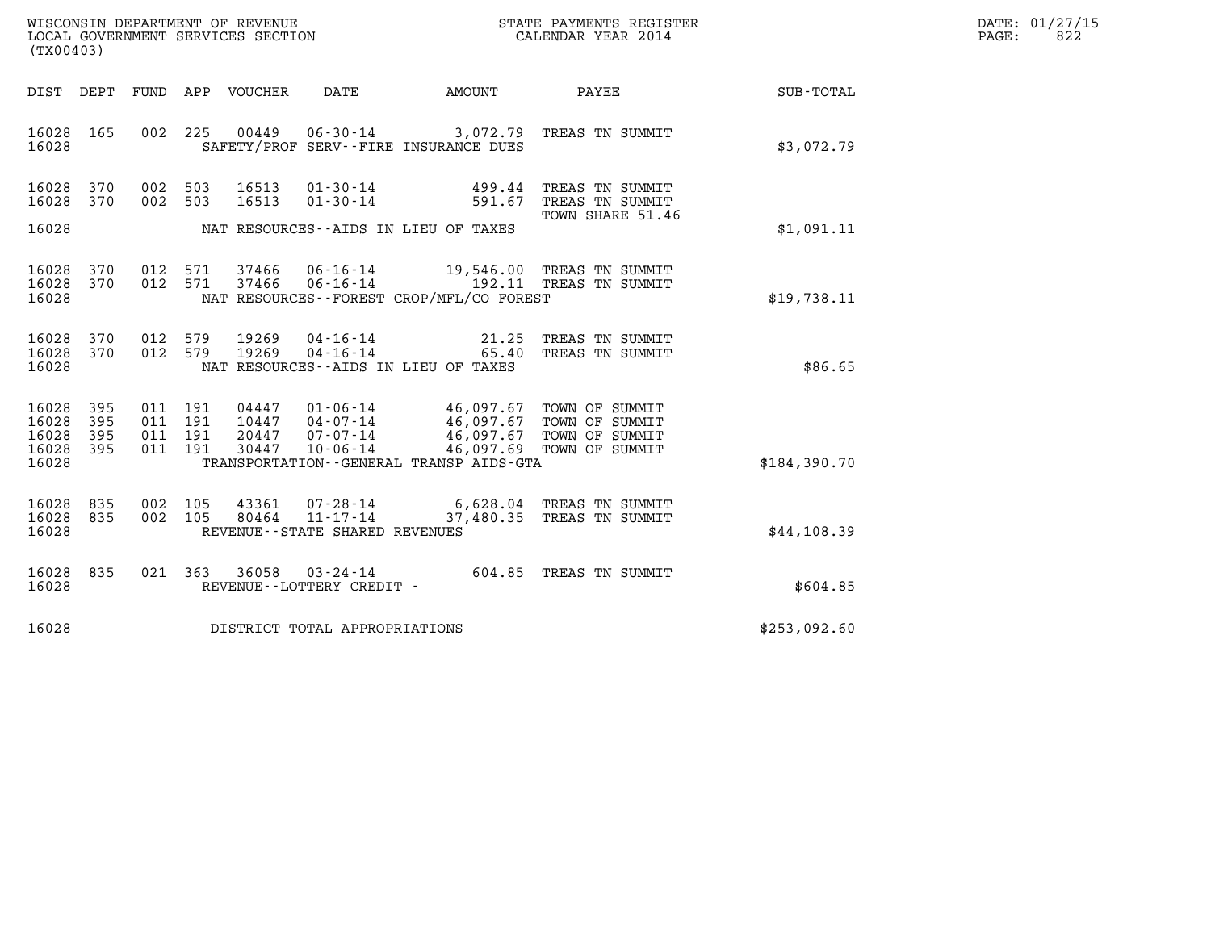WISCONSIN DEPARTMENT OF REVENUE
LOCAL GOVERNMENT SERVICES SECTION
(TX00403)

STATE PAYMENTS REGISTER
CALENDAR YEAR 2014

DATE: 01/27/15
PAGE: 822

| DIST | DEPT | FUND | APP | VOUCHER | DATE | AMOUNT | PAYEE | SUB-TOTAL |
|---|---|---|---|---|---|---|---|---|
| 16028 | 165 | 002 | 225 | 00449 | 06-30-14 | 3,072.79 | TREAS TN SUMMIT | |
| 16028 | | | | | SAFETY/PROF SERV--FIRE INSURANCE DUES | | | $3,072.79 |
| 16028 | 370 | 002 | 503 | 16513 | 01-30-14 | 499.44 | TREAS TN SUMMIT | |
| 16028 | 370 | 002 | 503 | 16513 | 01-30-14 | 591.67 | TREAS TN SUMMIT TOWN SHARE 51.46 | |
| 16028 | | | | | NAT RESOURCES--AIDS IN LIEU OF TAXES | | | $1,091.11 |
| 16028 | 370 | 012 | 571 | 37466 | 06-16-14 | 19,546.00 | TREAS TN SUMMIT | |
| 16028 | 370 | 012 | 571 | 37466 | 06-16-14 | 192.11 | TREAS TN SUMMIT | |
| 16028 | | | | | NAT RESOURCES--FOREST CROP/MFL/CO FOREST | | | $19,738.11 |
| 16028 | 370 | 012 | 579 | 19269 | 04-16-14 | 21.25 | TREAS TN SUMMIT | |
| 16028 | 370 | 012 | 579 | 19269 | 04-16-14 | 65.40 | TREAS TN SUMMIT | |
| 16028 | | | | | NAT RESOURCES--AIDS IN LIEU OF TAXES | | | $86.65 |
| 16028 | 395 | 011 | 191 | 04447 | 01-06-14 | 46,097.67 | TOWN OF SUMMIT | |
| 16028 | 395 | 011 | 191 | 10447 | 04-07-14 | 46,097.67 | TOWN OF SUMMIT | |
| 16028 | 395 | 011 | 191 | 20447 | 07-07-14 | 46,097.67 | TOWN OF SUMMIT | |
| 16028 | 395 | 011 | 191 | 30447 | 10-06-14 | 46,097.69 | TOWN OF SUMMIT | |
| 16028 | | | | | TRANSPORTATION--GENERAL TRANSP AIDS-GTA | | | $184,390.70 |
| 16028 | 835 | 002 | 105 | 43361 | 07-28-14 | 6,628.04 | TREAS TN SUMMIT | |
| 16028 | 835 | 002 | 105 | 80464 | 11-17-14 | 37,480.35 | TREAS TN SUMMIT | |
| 16028 | | | | | REVENUE--STATE SHARED REVENUES | | | $44,108.39 |
| 16028 | 835 | 021 | 363 | 36058 | 03-24-14 | 604.85 | TREAS TN SUMMIT | |
| 16028 | | | | | REVENUE--LOTTERY CREDIT - | | | $604.85 |
| 16028 | | | | | DISTRICT TOTAL APPROPRIATIONS | | | $253,092.60 |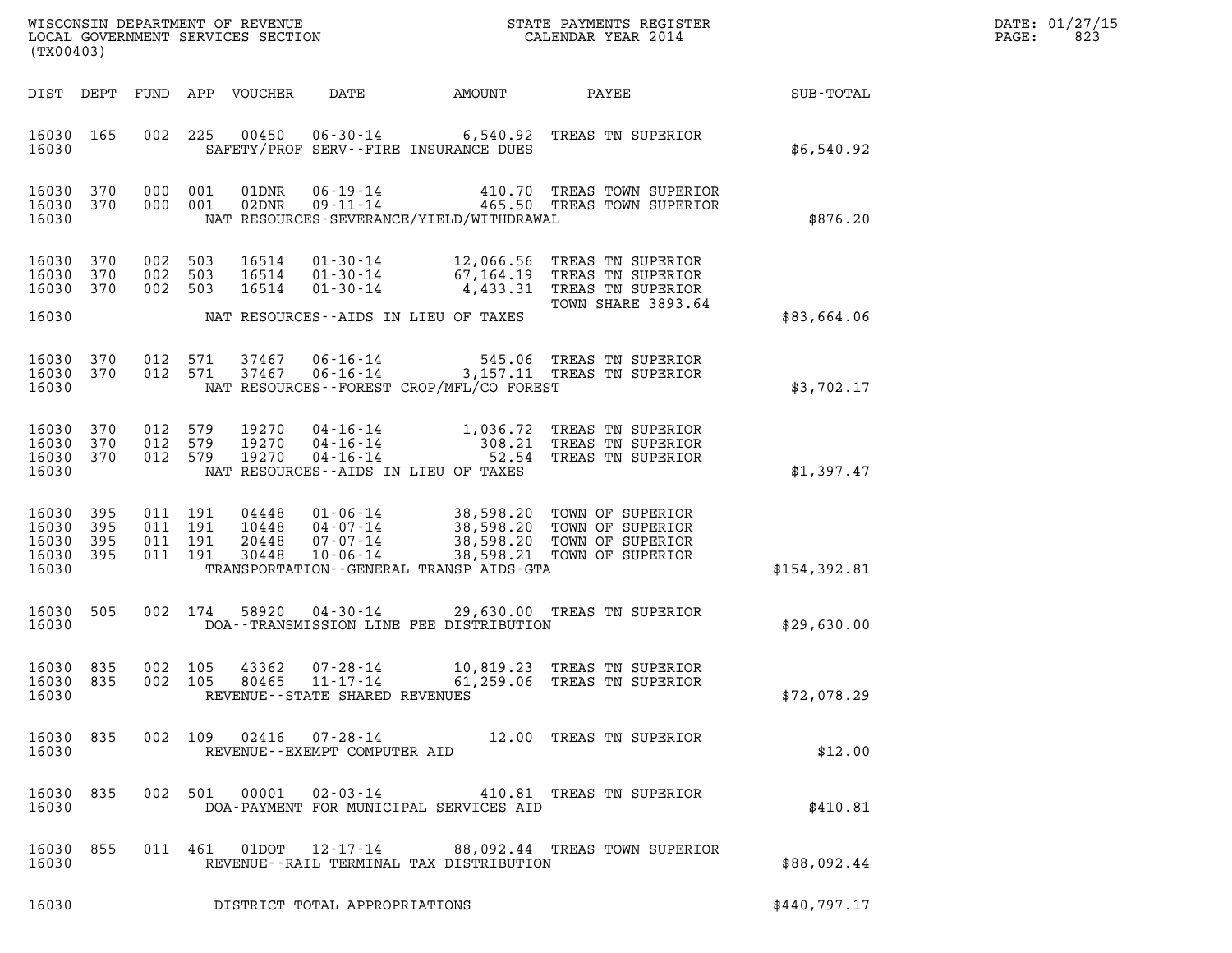WISCONSIN DEPARTMENT OF REVENUE
LOCAL GOVERNMENT SERVICES SECTION
(TX00403)

STATE PAYMENTS REGISTER
CALENDAR YEAR 2014

DATE: 01/27/15
PAGE: 823

| DIST | DEPT | FUND | APP | VOUCHER | DATE | AMOUNT | PAYEE | SUB-TOTAL |
|---|---|---|---|---|---|---|---|---|
| 16030 | 165 | 002 | 225 | 00450 | 06-30-14 | 6,540.92 | TREAS TN SUPERIOR | |
| 16030 | | | | | SAFETY/PROF SERV--FIRE INSURANCE DUES | | | $6,540.92 |
| 16030 | 370 | 000 | 001 | 01DNR | 06-19-14 | 410.70 | TREAS TOWN SUPERIOR | |
| 16030 | 370 | 000 | 001 | 02DNR | 09-11-14 | 465.50 | TREAS TOWN SUPERIOR | |
| 16030 | | | | | NAT RESOURCES-SEVERANCE/YIELD/WITHDRAWAL | | | $876.20 |
| 16030 | 370 | 002 | 503 | 16514 | 01-30-14 | 12,066.56 | TREAS TN SUPERIOR | |
| 16030 | 370 | 002 | 503 | 16514 | 01-30-14 | 67,164.19 | TREAS TN SUPERIOR | |
| 16030 | 370 | 002 | 503 | 16514 | 01-30-14 | 4,433.31 | TREAS TN SUPERIOR TOWN SHARE 3893.64 | |
| 16030 | | | | | NAT RESOURCES--AIDS IN LIEU OF TAXES | | | $83,664.06 |
| 16030 | 370 | 012 | 571 | 37467 | 06-16-14 | 545.06 | TREAS TN SUPERIOR | |
| 16030 | 370 | 012 | 571 | 37467 | 06-16-14 | 3,157.11 | TREAS TN SUPERIOR | |
| 16030 | | | | | NAT RESOURCES--FOREST CROP/MFL/CO FOREST | | | $3,702.17 |
| 16030 | 370 | 012 | 579 | 19270 | 04-16-14 | 1,036.72 | TREAS TN SUPERIOR | |
| 16030 | 370 | 012 | 579 | 19270 | 04-16-14 | 308.21 | TREAS TN SUPERIOR | |
| 16030 | 370 | 012 | 579 | 19270 | 04-16-14 | 52.54 | TREAS TN SUPERIOR | |
| 16030 | | | | | NAT RESOURCES--AIDS IN LIEU OF TAXES | | | $1,397.47 |
| 16030 | 395 | 011 | 191 | 04448 | 01-06-14 | 38,598.20 | TOWN OF SUPERIOR | |
| 16030 | 395 | 011 | 191 | 10448 | 04-07-14 | 38,598.20 | TOWN OF SUPERIOR | |
| 16030 | 395 | 011 | 191 | 20448 | 07-07-14 | 38,598.20 | TOWN OF SUPERIOR | |
| 16030 | 395 | 011 | 191 | 30448 | 10-06-14 | 38,598.21 | TOWN OF SUPERIOR | |
| 16030 | | | | | TRANSPORTATION--GENERAL TRANSP AIDS-GTA | | | $154,392.81 |
| 16030 | 505 | 002 | 174 | 58920 | 04-30-14 | 29,630.00 | TREAS TN SUPERIOR | |
| 16030 | | | | | DOA--TRANSMISSION LINE FEE DISTRIBUTION | | | $29,630.00 |
| 16030 | 835 | 002 | 105 | 43362 | 07-28-14 | 10,819.23 | TREAS TN SUPERIOR | |
| 16030 | 835 | 002 | 105 | 80465 | 11-17-14 | 61,259.06 | TREAS TN SUPERIOR | |
| 16030 | | | | | REVENUE--STATE SHARED REVENUES | | | $72,078.29 |
| 16030 | 835 | 002 | 109 | 02416 | 07-28-14 | 12.00 | TREAS TN SUPERIOR | |
| 16030 | | | | | REVENUE--EXEMPT COMPUTER AID | | | $12.00 |
| 16030 | 835 | 002 | 501 | 00001 | 02-03-14 | 410.81 | TREAS TN SUPERIOR | |
| 16030 | | | | | DOA-PAYMENT FOR MUNICIPAL SERVICES AID | | | $410.81 |
| 16030 | 855 | 011 | 461 | 01DOT | 12-17-14 | 88,092.44 | TREAS TOWN SUPERIOR | |
| 16030 | | | | | REVENUE--RAIL TERMINAL TAX DISTRIBUTION | | | $88,092.44 |
| 16030 | | | | | DISTRICT TOTAL APPROPRIATIONS | | | $440,797.17 |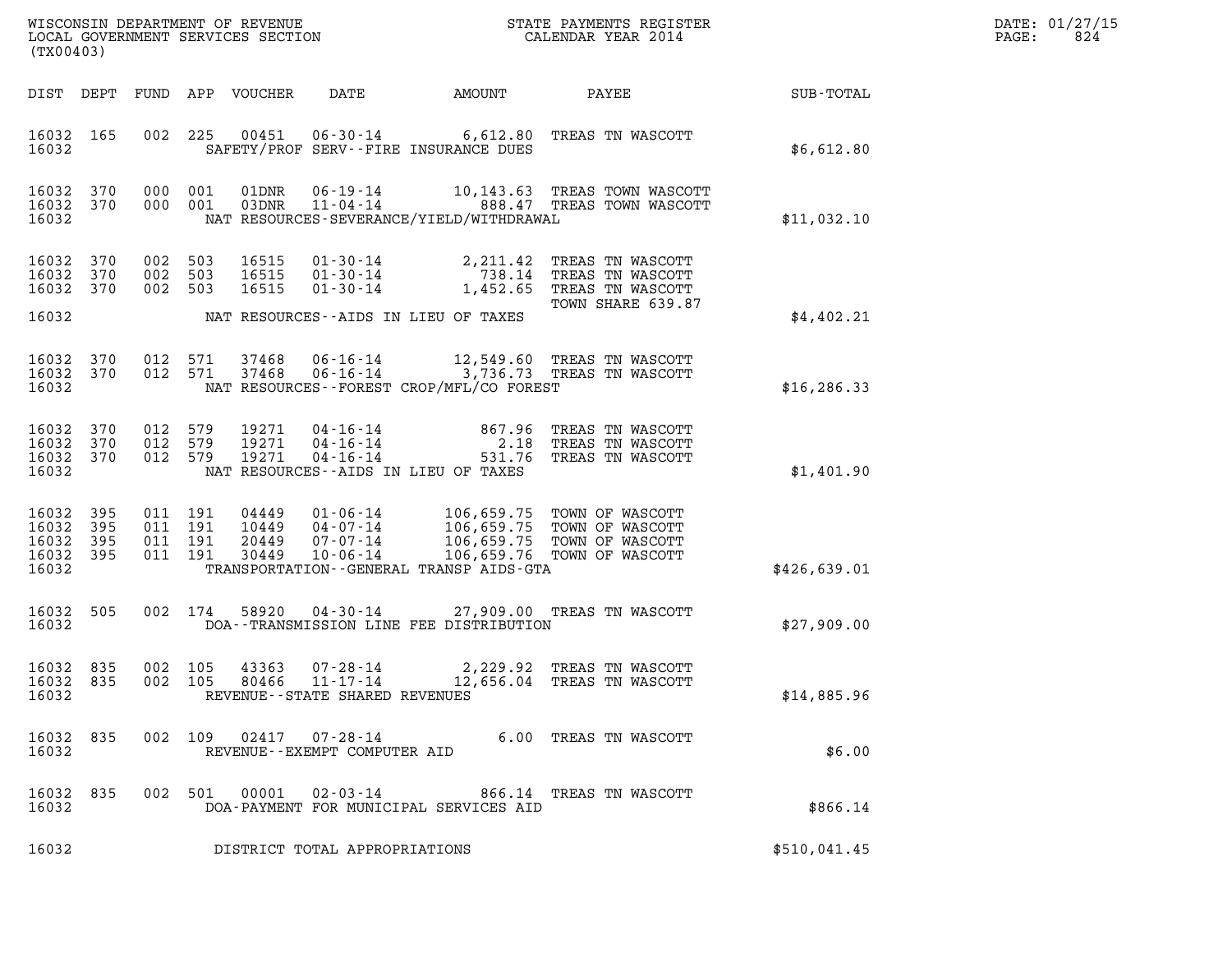WISCONSIN DEPARTMENT OF REVENUE
LOCAL GOVERNMENT SERVICES SECTION
(TX00403)

STATE PAYMENTS REGISTER
CALENDAR YEAR 2014

DATE: 01/27/15
PAGE: 824

| DIST | DEPT | FUND | APP | VOUCHER | DATE | AMOUNT | PAYEE | SUB-TOTAL |
|---|---|---|---|---|---|---|---|---|
| 16032 | 165 | 002 | 225 | 00451 | 06-30-14 | 6,612.80 | TREAS TN WASCOTT | |
| 16032 | | | | | SAFETY/PROF SERV--FIRE INSURANCE DUES | | | $6,612.80 |
| 16032 | 370 | 000 | 001 | 01DNR | 06-19-14 | 10,143.63 | TREAS TOWN WASCOTT | |
| 16032 | 370 | 000 | 001 | 03DNR | 11-04-14 | 888.47 | TREAS TOWN WASCOTT | |
| 16032 | | | | | NAT RESOURCES-SEVERANCE/YIELD/WITHDRAWAL | | | $11,032.10 |
| 16032 | 370 | 002 | 503 | 16515 | 01-30-14 | 2,211.42 | TREAS TN WASCOTT | |
| 16032 | 370 | 002 | 503 | 16515 | 01-30-14 | 738.14 | TREAS TN WASCOTT | |
| 16032 | 370 | 002 | 503 | 16515 | 01-30-14 | 1,452.65 | TREAS TN WASCOTT TOWN SHARE 639.87 | |
| 16032 | | | | | NAT RESOURCES--AIDS IN LIEU OF TAXES | | | $4,402.21 |
| 16032 | 370 | 012 | 571 | 37468 | 06-16-14 | 12,549.60 | TREAS TN WASCOTT | |
| 16032 | 370 | 012 | 571 | 37468 | 06-16-14 | 3,736.73 | TREAS TN WASCOTT | |
| 16032 | | | | | NAT RESOURCES--FOREST CROP/MFL/CO FOREST | | | $16,286.33 |
| 16032 | 370 | 012 | 579 | 19271 | 04-16-14 | 867.96 | TREAS TN WASCOTT | |
| 16032 | 370 | 012 | 579 | 19271 | 04-16-14 | 2.18 | TREAS TN WASCOTT | |
| 16032 | 370 | 012 | 579 | 19271 | 04-16-14 | 531.76 | TREAS TN WASCOTT | |
| 16032 | | | | | NAT RESOURCES--AIDS IN LIEU OF TAXES | | | $1,401.90 |
| 16032 | 395 | 011 | 191 | 04449 | 01-06-14 | 106,659.75 | TOWN OF WASCOTT | |
| 16032 | 395 | 011 | 191 | 10449 | 04-07-14 | 106,659.75 | TOWN OF WASCOTT | |
| 16032 | 395 | 011 | 191 | 20449 | 07-07-14 | 106,659.75 | TOWN OF WASCOTT | |
| 16032 | 395 | 011 | 191 | 30449 | 10-06-14 | 106,659.76 | TOWN OF WASCOTT | |
| 16032 | | | | | TRANSPORTATION--GENERAL TRANSP AIDS-GTA | | | $426,639.01 |
| 16032 | 505 | 002 | 174 | 58920 | 04-30-14 | 27,909.00 | TREAS TN WASCOTT | |
| 16032 | | | | | DOA--TRANSMISSION LINE FEE DISTRIBUTION | | | $27,909.00 |
| 16032 | 835 | 002 | 105 | 43363 | 07-28-14 | 2,229.92 | TREAS TN WASCOTT | |
| 16032 | 835 | 002 | 105 | 80466 | 11-17-14 | 12,656.04 | TREAS TN WASCOTT | |
| 16032 | | | | | REVENUE--STATE SHARED REVENUES | | | $14,885.96 |
| 16032 | 835 | 002 | 109 | 02417 | 07-28-14 | 6.00 | TREAS TN WASCOTT | |
| 16032 | | | | | REVENUE--EXEMPT COMPUTER AID | | | $6.00 |
| 16032 | 835 | 002 | 501 | 00001 | 02-03-14 | 866.14 | TREAS TN WASCOTT | |
| 16032 | | | | | DOA-PAYMENT FOR MUNICIPAL SERVICES AID | | | $866.14 |
| 16032 | | | | | DISTRICT TOTAL APPROPRIATIONS | | | $510,041.45 |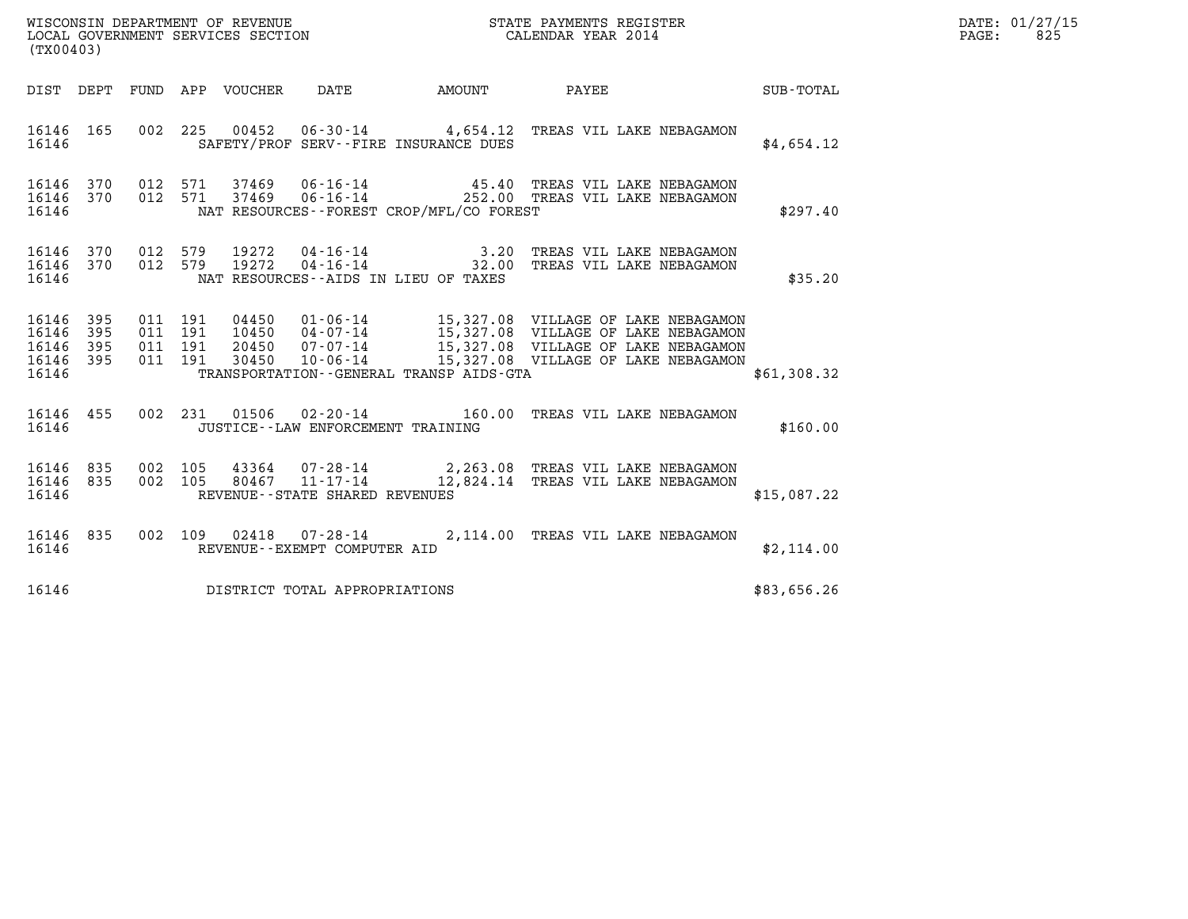WISCONSIN DEPARTMENT OF REVENUE
LOCAL GOVERNMENT SERVICES SECTION
(TX00403)

STATE PAYMENTS REGISTER
CALENDAR YEAR 2014

DATE: 01/27/15
PAGE: 825

| DIST | DEPT | FUND | APP | VOUCHER | DATE | AMOUNT | PAYEE | SUB-TOTAL |
|---|---|---|---|---|---|---|---|---|
| 16146 | 165 | 002 | 225 | 00452 | 06-30-14 | 4,654.12 | TREAS VIL LAKE NEBAGAMON | |
| 16146 | | | | | SAFETY/PROF SERV--FIRE INSURANCE DUES | | | $4,654.12 |
| 16146 | 370 | 012 | 571 | 37469 | 06-16-14 | 45.40 | TREAS VIL LAKE NEBAGAMON | |
| 16146 | 370 | 012 | 571 | 37469 | 06-16-14 | 252.00 | TREAS VIL LAKE NEBAGAMON | |
| 16146 | | | | | NAT RESOURCES--FOREST CROP/MFL/CO FOREST | | | $297.40 |
| 16146 | 370 | 012 | 579 | 19272 | 04-16-14 | 3.20 | TREAS VIL LAKE NEBAGAMON | |
| 16146 | 370 | 012 | 579 | 19272 | 04-16-14 | 32.00 | TREAS VIL LAKE NEBAGAMON | |
| 16146 | | | | | NAT RESOURCES--AIDS IN LIEU OF TAXES | | | $35.20 |
| 16146 | 395 | 011 | 191 | 04450 | 01-06-14 | 15,327.08 | VILLAGE OF LAKE NEBAGAMON | |
| 16146 | 395 | 011 | 191 | 10450 | 04-07-14 | 15,327.08 | VILLAGE OF LAKE NEBAGAMON | |
| 16146 | 395 | 011 | 191 | 20450 | 07-07-14 | 15,327.08 | VILLAGE OF LAKE NEBAGAMON | |
| 16146 | 395 | 011 | 191 | 30450 | 10-06-14 | 15,327.08 | VILLAGE OF LAKE NEBAGAMON | |
| 16146 | | | | | TRANSPORTATION--GENERAL TRANSP AIDS-GTA | | | $61,308.32 |
| 16146 | 455 | 002 | 231 | 01506 | 02-20-14 | 160.00 | TREAS VIL LAKE NEBAGAMON | |
| 16146 | | | | | JUSTICE--LAW ENFORCEMENT TRAINING | | | $160.00 |
| 16146 | 835 | 002 | 105 | 43364 | 07-28-14 | 2,263.08 | TREAS VIL LAKE NEBAGAMON | |
| 16146 | 835 | 002 | 105 | 80467 | 11-17-14 | 12,824.14 | TREAS VIL LAKE NEBAGAMON | |
| 16146 | | | | | REVENUE--STATE SHARED REVENUES | | | $15,087.22 |
| 16146 | 835 | 002 | 109 | 02418 | 07-28-14 | 2,114.00 | TREAS VIL LAKE NEBAGAMON | |
| 16146 | | | | | REVENUE--EXEMPT COMPUTER AID | | | $2,114.00 |
| 16146 | | | | | DISTRICT TOTAL APPROPRIATIONS | | | $83,656.26 |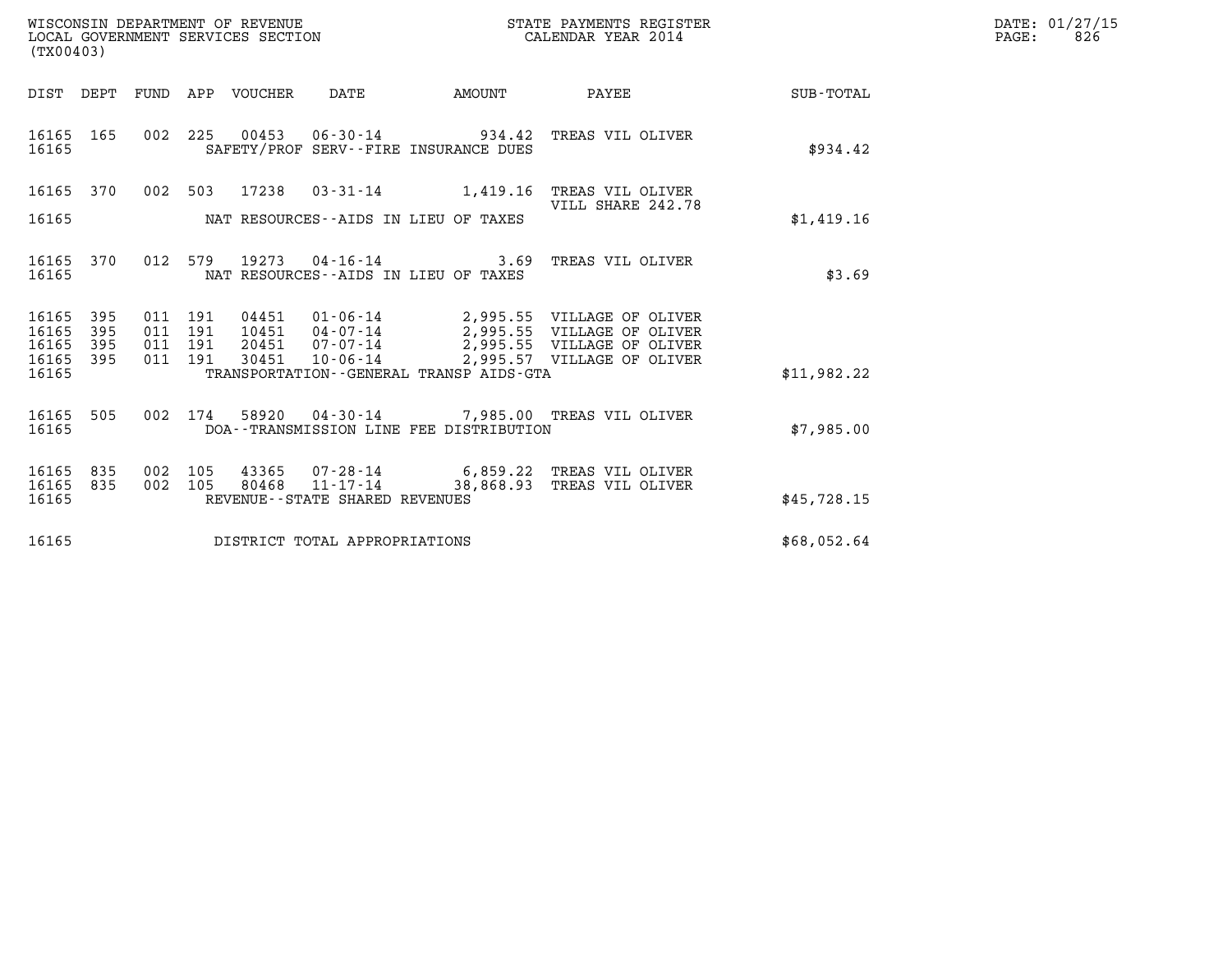WISCONSIN DEPARTMENT OF REVENUE
LOCAL GOVERNMENT SERVICES SECTION
(TX00403)

STATE PAYMENTS REGISTER
CALENDAR YEAR 2014

DATE: 01/27/15
PAGE: 826

| DIST | DEPT | FUND | APP | VOUCHER | DATE | AMOUNT | PAYEE | SUB-TOTAL |
|---|---|---|---|---|---|---|---|---|
| 16165 | 165 | 002 | 225 | 00453 | 06-30-14 | 934.42 | TREAS VIL OLIVER | |
| 16165 | | | | | SAFETY/PROF SERV--FIRE INSURANCE DUES | | | $934.42 |
| 16165 | 370 | 002 | 503 | 17238 | 03-31-14 | 1,419.16 | TREAS VIL OLIVER VILL SHARE 242.78 | |
| 16165 | | | | | NAT RESOURCES--AIDS IN LIEU OF TAXES | | | $1,419.16 |
| 16165 | 370 | 012 | 579 | 19273 | 04-16-14 | 3.69 | TREAS VIL OLIVER | |
| 16165 | | | | | NAT RESOURCES--AIDS IN LIEU OF TAXES | | | $3.69 |
| 16165 | 395 | 011 | 191 | 04451 | 01-06-14 | 2,995.55 | VILLAGE OF OLIVER | |
| 16165 | 395 | 011 | 191 | 10451 | 04-07-14 | 2,995.55 | VILLAGE OF OLIVER | |
| 16165 | 395 | 011 | 191 | 20451 | 07-07-14 | 2,995.55 | VILLAGE OF OLIVER | |
| 16165 | 395 | 011 | 191 | 30451 | 10-06-14 | 2,995.57 | VILLAGE OF OLIVER | |
| 16165 | | | | | TRANSPORTATION--GENERAL TRANSP AIDS-GTA | | | $11,982.22 |
| 16165 | 505 | 002 | 174 | 58920 | 04-30-14 | 7,985.00 | TREAS VIL OLIVER | |
| 16165 | | | | | DOA--TRANSMISSION LINE FEE DISTRIBUTION | | | $7,985.00 |
| 16165 | 835 | 002 | 105 | 43365 | 07-28-14 | 6,859.22 | TREAS VIL OLIVER | |
| 16165 | 835 | 002 | 105 | 80468 | 11-17-14 | 38,868.93 | TREAS VIL OLIVER | |
| 16165 | | | | | REVENUE--STATE SHARED REVENUES | | | $45,728.15 |
| 16165 | | | | | DISTRICT TOTAL APPROPRIATIONS | | | $68,052.64 |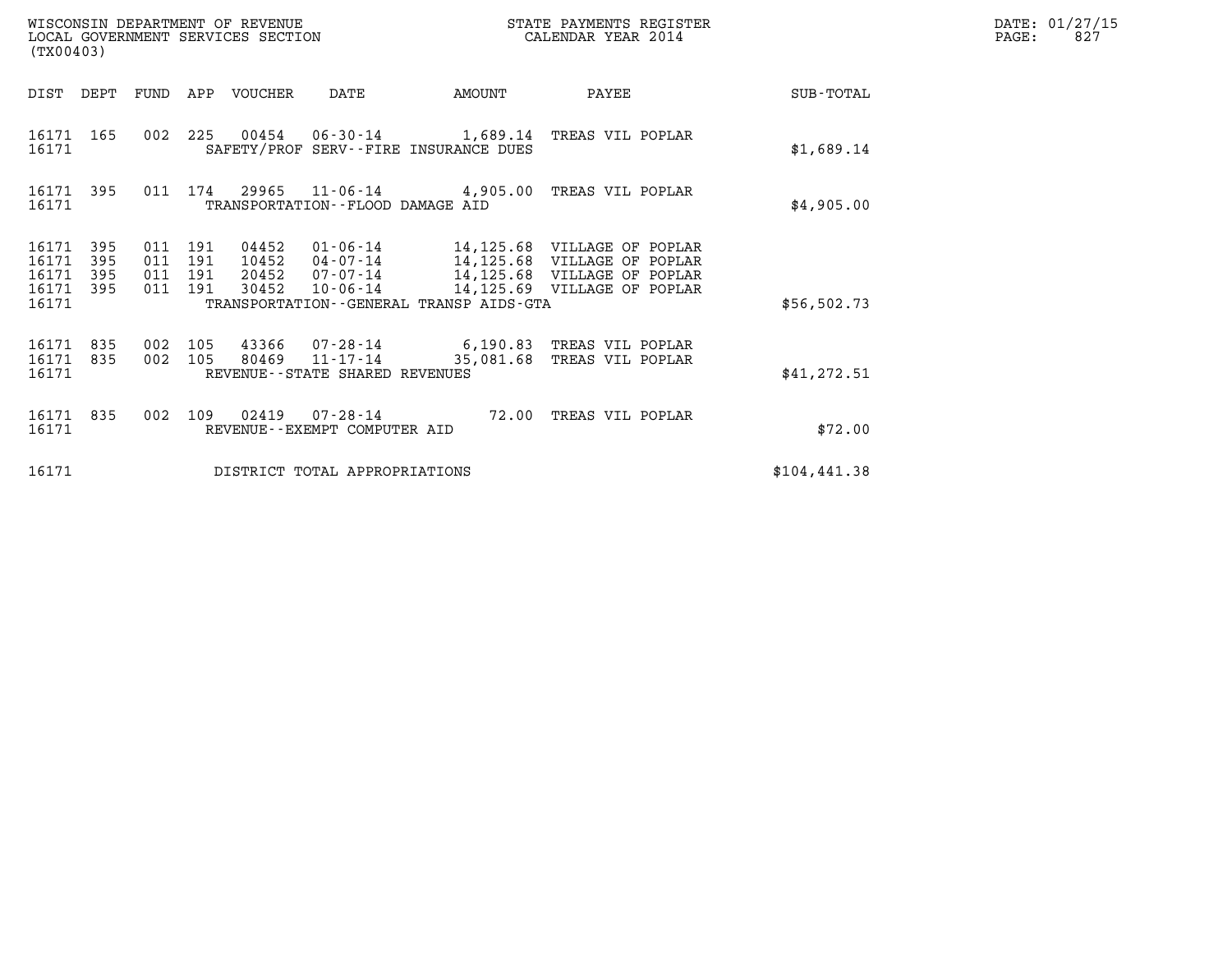WISCONSIN DEPARTMENT OF REVENUE
LOCAL GOVERNMENT SERVICES SECTION
(TX00403)

STATE PAYMENTS REGISTER
CALENDAR YEAR 2014

DATE: 01/27/15
PAGE: 827

| DIST | DEPT | FUND | APP | VOUCHER | DATE | AMOUNT | PAYEE | SUB-TOTAL |
|---|---|---|---|---|---|---|---|---|
| 16171 | 165 | 002 | 225 | 00454 | 06-30-14 | 1,689.14 | TREAS VIL POPLAR | |
| 16171 | | | | SAFETY/PROF SERV--FIRE INSURANCE DUES | | | | $1,689.14 |
| 16171 | 395 | 011 | 174 | 29965 | 11-06-14 | 4,905.00 | TREAS VIL POPLAR | |
| 16171 | | | | TRANSPORTATION--FLOOD DAMAGE AID | | | | $4,905.00 |
| 16171 | 395 | 011 | 191 | 04452 | 01-06-14 | 14,125.68 | VILLAGE OF POPLAR | |
| 16171 | 395 | 011 | 191 | 10452 | 04-07-14 | 14,125.68 | VILLAGE OF POPLAR | |
| 16171 | 395 | 011 | 191 | 20452 | 07-07-14 | 14,125.68 | VILLAGE OF POPLAR | |
| 16171 | 395 | 011 | 191 | 30452 | 10-06-14 | 14,125.69 | VILLAGE OF POPLAR | |
| 16171 | | | | TRANSPORTATION--GENERAL TRANSP AIDS-GTA | | | | $56,502.73 |
| 16171 | 835 | 002 | 105 | 43366 | 07-28-14 | 6,190.83 | TREAS VIL POPLAR | |
| 16171 | 835 | 002 | 105 | 80469 | 11-17-14 | 35,081.68 | TREAS VIL POPLAR | |
| 16171 | | | | REVENUE--STATE SHARED REVENUES | | | | $41,272.51 |
| 16171 | 835 | 002 | 109 | 02419 | 07-28-14 | 72.00 | TREAS VIL POPLAR | |
| 16171 | | | | REVENUE--EXEMPT COMPUTER AID | | | | $72.00 |
| 16171 | | | | DISTRICT TOTAL APPROPRIATIONS | | | | $104,441.38 |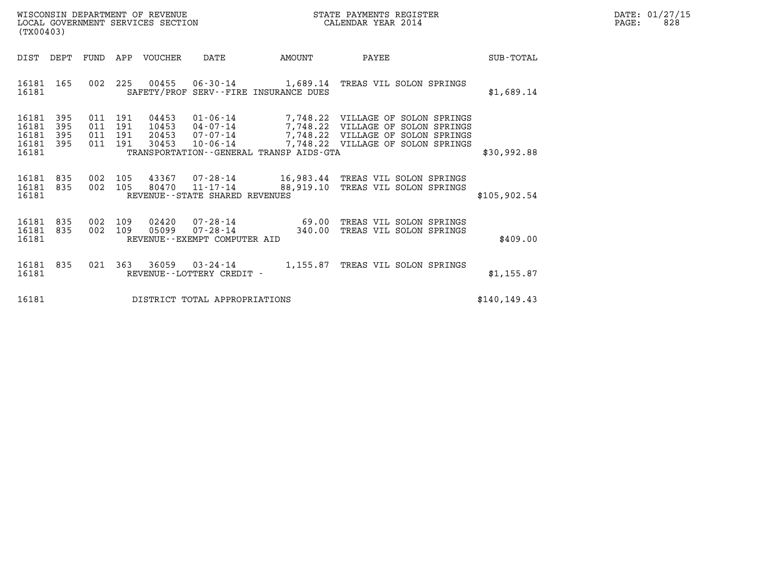WISCONSIN DEPARTMENT OF REVENUE
LOCAL GOVERNMENT SERVICES SECTION
(TX00403)

STATE PAYMENTS REGISTER
CALENDAR YEAR 2014

DATE: 01/27/15
PAGE: 828

| DIST | DEPT | FUND | APP | VOUCHER | DATE | AMOUNT | PAYEE | SUB-TOTAL |
|---|---|---|---|---|---|---|---|---|
| 16181 | 165 | 002 | 225 | 00455 | 06-30-14 | 1,689.14 | TREAS VIL SOLON SPRINGS | |
| 16181 | | | | | SAFETY/PROF SERV--FIRE INSURANCE DUES | | | $1,689.14 |
| 16181 | 395 | 011 | 191 | 04453 | 01-06-14 | 7,748.22 | VILLAGE OF SOLON SPRINGS | |
| 16181 | 395 | 011 | 191 | 10453 | 04-07-14 | 7,748.22 | VILLAGE OF SOLON SPRINGS | |
| 16181 | 395 | 011 | 191 | 20453 | 07-07-14 | 7,748.22 | VILLAGE OF SOLON SPRINGS | |
| 16181 | 395 | 011 | 191 | 30453 | 10-06-14 | 7,748.22 | VILLAGE OF SOLON SPRINGS | |
| 16181 | | | | | TRANSPORTATION--GENERAL TRANSP AIDS-GTA | | | $30,992.88 |
| 16181 | 835 | 002 | 105 | 43367 | 07-28-14 | 16,983.44 | TREAS VIL SOLON SPRINGS | |
| 16181 | 835 | 002 | 105 | 80470 | 11-17-14 | 88,919.10 | TREAS VIL SOLON SPRINGS | |
| 16181 | | | | | REVENUE--STATE SHARED REVENUES | | | $105,902.54 |
| 16181 | 835 | 002 | 109 | 02420 | 07-28-14 | 69.00 | TREAS VIL SOLON SPRINGS | |
| 16181 | 835 | 002 | 109 | 05099 | 07-28-14 | 340.00 | TREAS VIL SOLON SPRINGS | |
| 16181 | | | | | REVENUE--EXEMPT COMPUTER AID | | | $409.00 |
| 16181 | 835 | 021 | 363 | 36059 | 03-24-14 | 1,155.87 | TREAS VIL SOLON SPRINGS | |
| 16181 | | | | | REVENUE--LOTTERY CREDIT - | | | $1,155.87 |
| 16181 | | | | | DISTRICT TOTAL APPROPRIATIONS | | | $140,149.43 |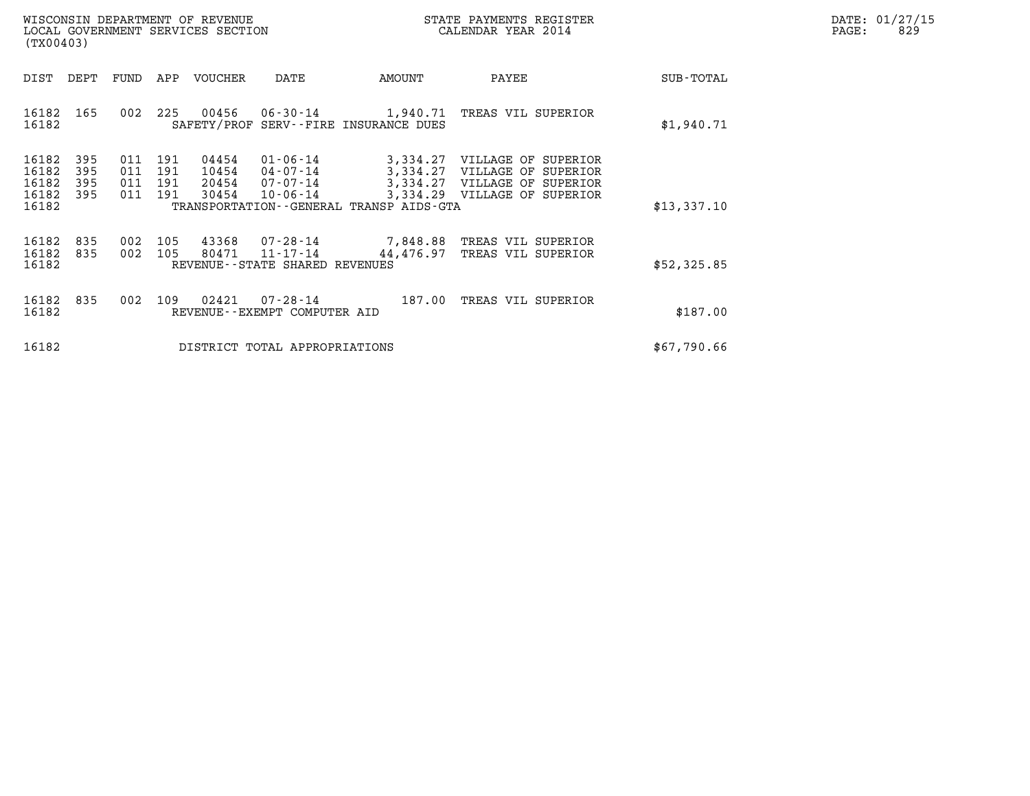WISCONSIN DEPARTMENT OF REVENUE
LOCAL GOVERNMENT SERVICES SECTION
(TX00403)

STATE PAYMENTS REGISTER
CALENDAR YEAR 2014

DATE: 01/27/15
PAGE: 829

| DIST | DEPT | FUND | APP | VOUCHER | DATE | AMOUNT | PAYEE | SUB-TOTAL |
|---|---|---|---|---|---|---|---|---|
| 16182 | 165 | 002 | 225 | 00456 | 06-30-14 | 1,940.71 | TREAS VIL SUPERIOR | |
| 16182 | | | | | SAFETY/PROF SERV--FIRE INSURANCE DUES | | | $1,940.71 |
| 16182 | 395 | 011 | 191 | 04454 | 01-06-14 | 3,334.27 | VILLAGE OF SUPERIOR | |
| 16182 | 395 | 011 | 191 | 10454 | 04-07-14 | 3,334.27 | VILLAGE OF SUPERIOR | |
| 16182 | 395 | 011 | 191 | 20454 | 07-07-14 | 3,334.27 | VILLAGE OF SUPERIOR | |
| 16182 | 395 | 011 | 191 | 30454 | 10-06-14 | 3,334.29 | VILLAGE OF SUPERIOR | |
| 16182 | | | | | TRANSPORTATION--GENERAL TRANSP AIDS-GTA | | | $13,337.10 |
| 16182 | 835 | 002 | 105 | 43368 | 07-28-14 | 7,848.88 | TREAS VIL SUPERIOR | |
| 16182 | 835 | 002 | 105 | 80471 | 11-17-14 | 44,476.97 | TREAS VIL SUPERIOR | |
| 16182 | | | | | REVENUE--STATE SHARED REVENUES | | | $52,325.85 |
| 16182 | 835 | 002 | 109 | 02421 | 07-28-14 | 187.00 | TREAS VIL SUPERIOR | |
| 16182 | | | | | REVENUE--EXEMPT COMPUTER AID | | | $187.00 |
| 16182 | | | | | DISTRICT TOTAL APPROPRIATIONS | | | $67,790.66 |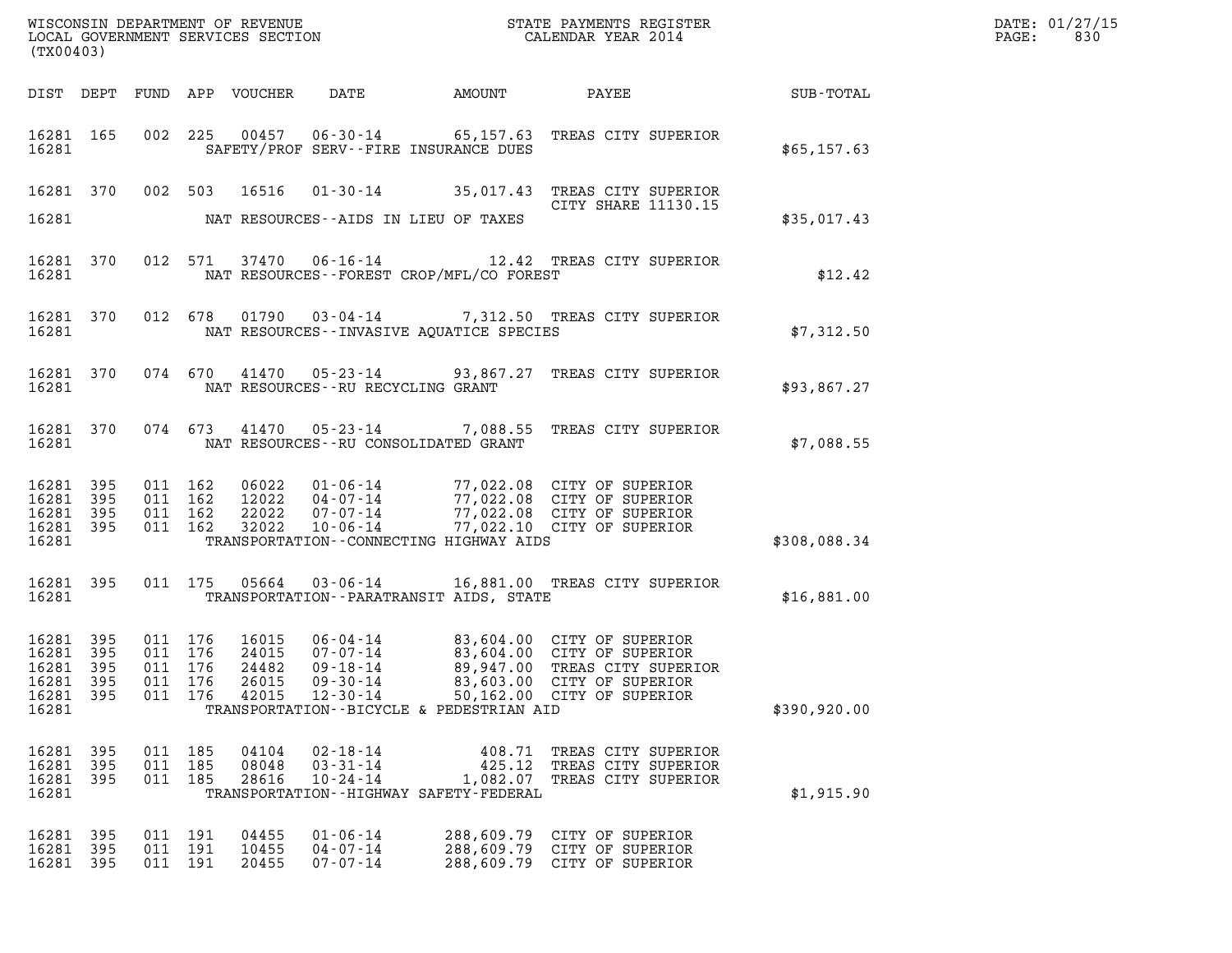WISCONSIN DEPARTMENT OF REVENUE
LOCAL GOVERNMENT SERVICES SECTION
(TX00403)

STATE PAYMENTS REGISTER
CALENDAR YEAR 2014

DATE: 01/27/15
PAGE: 830

| DIST | DEPT | FUND | APP | VOUCHER | DATE | AMOUNT | PAYEE | SUB-TOTAL |
|---|---|---|---|---|---|---|---|---|
| 16281 | 165 | 002 | 225 | 00457 | 06-30-14 | 65,157.63 | TREAS CITY SUPERIOR | |
| 16281 | | | | | SAFETY/PROF SERV--FIRE INSURANCE DUES | | | $65,157.63 |
| 16281 | 370 | 002 | 503 | 16516 | 01-30-14 | 35,017.43 | TREAS CITY SUPERIOR CITY SHARE 11130.15 | |
| 16281 | | | | | NAT RESOURCES--AIDS IN LIEU OF TAXES | | | $35,017.43 |
| 16281 | 370 | 012 | 571 | 37470 | 06-16-14 | 12.42 | TREAS CITY SUPERIOR | |
| 16281 | | | | | NAT RESOURCES--FOREST CROP/MFL/CO FOREST | | | $12.42 |
| 16281 | 370 | 012 | 678 | 01790 | 03-04-14 | 7,312.50 | TREAS CITY SUPERIOR | |
| 16281 | | | | | NAT RESOURCES--INVASIVE AQUATICE SPECIES | | | $7,312.50 |
| 16281 | 370 | 074 | 670 | 41470 | 05-23-14 | 93,867.27 | TREAS CITY SUPERIOR | |
| 16281 | | | | | NAT RESOURCES--RU RECYCLING GRANT | | | $93,867.27 |
| 16281 | 370 | 074 | 673 | 41470 | 05-23-14 | 7,088.55 | TREAS CITY SUPERIOR | |
| 16281 | | | | | NAT RESOURCES--RU CONSOLIDATED GRANT | | | $7,088.55 |
| 16281 | 395 | 011 | 162 | 06022 | 01-06-14 | 77,022.08 | CITY OF SUPERIOR | |
| 16281 | 395 | 011 | 162 | 12022 | 04-07-14 | 77,022.08 | CITY OF SUPERIOR | |
| 16281 | 395 | 011 | 162 | 22022 | 07-07-14 | 77,022.08 | CITY OF SUPERIOR | |
| 16281 | 395 | 011 | 162 | 32022 | 10-06-14 | 77,022.10 | CITY OF SUPERIOR | |
| 16281 | | | | | TRANSPORTATION--CONNECTING HIGHWAY AIDS | | | $308,088.34 |
| 16281 | 395 | 011 | 175 | 05664 | 03-06-14 | 16,881.00 | TREAS CITY SUPERIOR | |
| 16281 | | | | | TRANSPORTATION--PARATRANSIT AIDS, STATE | | | $16,881.00 |
| 16281 | 395 | 011 | 176 | 16015 | 06-04-14 | 83,604.00 | CITY OF SUPERIOR | |
| 16281 | 395 | 011 | 176 | 24015 | 07-07-14 | 83,604.00 | CITY OF SUPERIOR | |
| 16281 | 395 | 011 | 176 | 24482 | 09-18-14 | 89,947.00 | TREAS CITY SUPERIOR | |
| 16281 | 395 | 011 | 176 | 26015 | 09-30-14 | 83,603.00 | CITY OF SUPERIOR | |
| 16281 | 395 | 011 | 176 | 42015 | 12-30-14 | 50,162.00 | CITY OF SUPERIOR | |
| 16281 | | | | | TRANSPORTATION--BICYCLE & PEDESTRIAN AID | | | $390,920.00 |
| 16281 | 395 | 011 | 185 | 04104 | 02-18-14 | 408.71 | TREAS CITY SUPERIOR | |
| 16281 | 395 | 011 | 185 | 08048 | 03-31-14 | 425.12 | TREAS CITY SUPERIOR | |
| 16281 | 395 | 011 | 185 | 28616 | 10-24-14 | 1,082.07 | TREAS CITY SUPERIOR | |
| 16281 | | | | | TRANSPORTATION--HIGHWAY SAFETY-FEDERAL | | | $1,915.90 |
| 16281 | 395 | 011 | 191 | 04455 | 01-06-14 | 288,609.79 | CITY OF SUPERIOR | |
| 16281 | 395 | 011 | 191 | 10455 | 04-07-14 | 288,609.79 | CITY OF SUPERIOR | |
| 16281 | 395 | 011 | 191 | 20455 | 07-07-14 | 288,609.79 | CITY OF SUPERIOR | |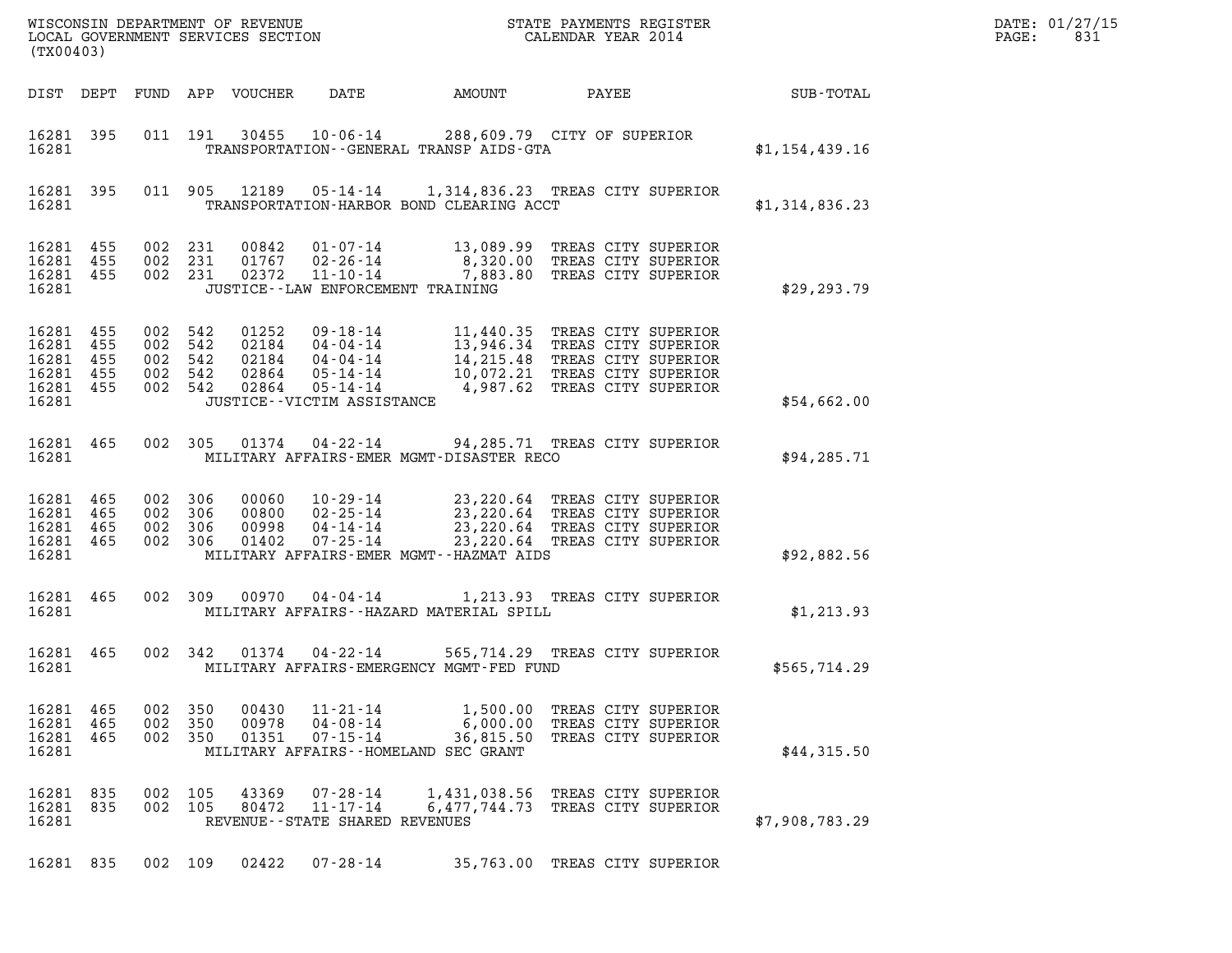WISCONSIN DEPARTMENT OF REVENUE
LOCAL GOVERNMENT SERVICES SECTION
(TX00403)

STATE PAYMENTS REGISTER
CALENDAR YEAR 2014

DATE: 01/27/15

| DIST | DEPT | FUND | APP | VOUCHER | DATE | AMOUNT | PAYEE | SUB-TOTAL |
|---|---|---|---|---|---|---|---|---|
| 16281 | 395 | 011 | 191 | 30455 | 10-06-14 | 288,609.79 | CITY OF SUPERIOR | |
| 16281 | | | | | TRANSPORTATION--GENERAL TRANSP AIDS-GTA | | | $1,154,439.16 |
| 16281 | 395 | 011 | 905 | 12189 | 05-14-14 | 1,314,836.23 | TREAS CITY SUPERIOR | |
| 16281 | | | | | TRANSPORTATION-HARBOR BOND CLEARING ACCT | | | $1,314,836.23 |
| 16281 | 455 | 002 | 231 | 00842 | 01-07-14 | 13,089.99 | TREAS CITY SUPERIOR | |
| 16281 | 455 | 002 | 231 | 01767 | 02-26-14 | 8,320.00 | TREAS CITY SUPERIOR | |
| 16281 | 455 | 002 | 231 | 02372 | 11-10-14 | 7,883.80 | TREAS CITY SUPERIOR | |
| 16281 | | | | | JUSTICE--LAW ENFORCEMENT TRAINING | | | $29,293.79 |
| 16281 | 455 | 002 | 542 | 01252 | 09-18-14 | 11,440.35 | TREAS CITY SUPERIOR | |
| 16281 | 455 | 002 | 542 | 02184 | 04-04-14 | 13,946.34 | TREAS CITY SUPERIOR | |
| 16281 | 455 | 002 | 542 | 02184 | 04-04-14 | 14,215.48 | TREAS CITY SUPERIOR | |
| 16281 | 455 | 002 | 542 | 02864 | 05-14-14 | 10,072.21 | TREAS CITY SUPERIOR | |
| 16281 | 455 | 002 | 542 | 02864 | 05-14-14 | 4,987.62 | TREAS CITY SUPERIOR | |
| 16281 | | | | | JUSTICE--VICTIM ASSISTANCE | | | $54,662.00 |
| 16281 | 465 | 002 | 305 | 01374 | 04-22-14 | 94,285.71 | TREAS CITY SUPERIOR | |
| 16281 | | | | | MILITARY AFFAIRS-EMER MGMT-DISASTER RECO | | | $94,285.71 |
| 16281 | 465 | 002 | 306 | 00060 | 10-29-14 | 23,220.64 | TREAS CITY SUPERIOR | |
| 16281 | 465 | 002 | 306 | 00800 | 02-25-14 | 23,220.64 | TREAS CITY SUPERIOR | |
| 16281 | 465 | 002 | 306 | 00998 | 04-14-14 | 23,220.64 | TREAS CITY SUPERIOR | |
| 16281 | 465 | 002 | 306 | 01402 | 07-25-14 | 23,220.64 | TREAS CITY SUPERIOR | |
| 16281 | | | | | MILITARY AFFAIRS-EMER MGMT--HAZMAT AIDS | | | $92,882.56 |
| 16281 | 465 | 002 | 309 | 00970 | 04-04-14 | 1,213.93 | TREAS CITY SUPERIOR | |
| 16281 | | | | | MILITARY AFFAIRS--HAZARD MATERIAL SPILL | | | $1,213.93 |
| 16281 | 465 | 002 | 342 | 01374 | 04-22-14 | 565,714.29 | TREAS CITY SUPERIOR | |
| 16281 | | | | | MILITARY AFFAIRS-EMERGENCY MGMT-FED FUND | | | $565,714.29 |
| 16281 | 465 | 002 | 350 | 00430 | 11-21-14 | 1,500.00 | TREAS CITY SUPERIOR | |
| 16281 | 465 | 002 | 350 | 00978 | 04-08-14 | 6,000.00 | TREAS CITY SUPERIOR | |
| 16281 | 465 | 002 | 350 | 01351 | 07-15-14 | 36,815.50 | TREAS CITY SUPERIOR | |
| 16281 | | | | | MILITARY AFFAIRS--HOMELAND SEC GRANT | | | $44,315.50 |
| 16281 | 835 | 002 | 105 | 43369 | 07-28-14 | 1,431,038.56 | TREAS CITY SUPERIOR | |
| 16281 | 835 | 002 | 105 | 80472 | 11-17-14 | 6,477,744.73 | TREAS CITY SUPERIOR | |
| 16281 | | | | | REVENUE--STATE SHARED REVENUES | | | $7,908,783.29 |
| 16281 | 835 | 002 | 109 | 02422 | 07-28-14 | 35,763.00 | TREAS CITY SUPERIOR | |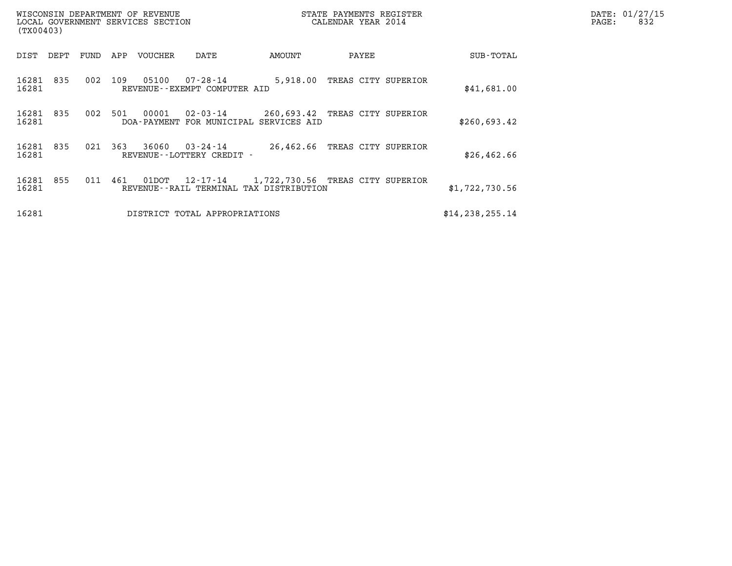| DIST | DEPT | FUND | APP | VOUCHER | DATE | AMOUNT | PAYEE | SUB-TOTAL |
|---|---|---|---|---|---|---|---|---|
| 16281 | 835 | 002 | 109 | 05100 | 07-28-14 | 5,918.00 | TREAS CITY SUPERIOR | |
| 16281 | | | | REVENUE--EXEMPT COMPUTER AID | | | | $41,681.00 |
| 16281 | 835 | 002 | 501 | 00001 | 02-03-14 | 260,693.42 | TREAS CITY SUPERIOR | |
| 16281 | | | | DOA-PAYMENT FOR MUNICIPAL SERVICES AID | | | | $260,693.42 |
| 16281 | 835 | 021 | 363 | 36060 | 03-24-14 | 26,462.66 | TREAS CITY SUPERIOR | |
| 16281 | | | | REVENUE--LOTTERY CREDIT - | | | | $26,462.66 |
| 16281 | 855 | 011 | 461 | 01DOT | 12-17-14 | 1,722,730.56 | TREAS CITY SUPERIOR | |
| 16281 | | | | REVENUE--RAIL TERMINAL TAX DISTRIBUTION | | | | $1,722,730.56 |
| 16281 | | | | DISTRICT TOTAL APPROPRIATIONS | | | | $14,238,255.14 |